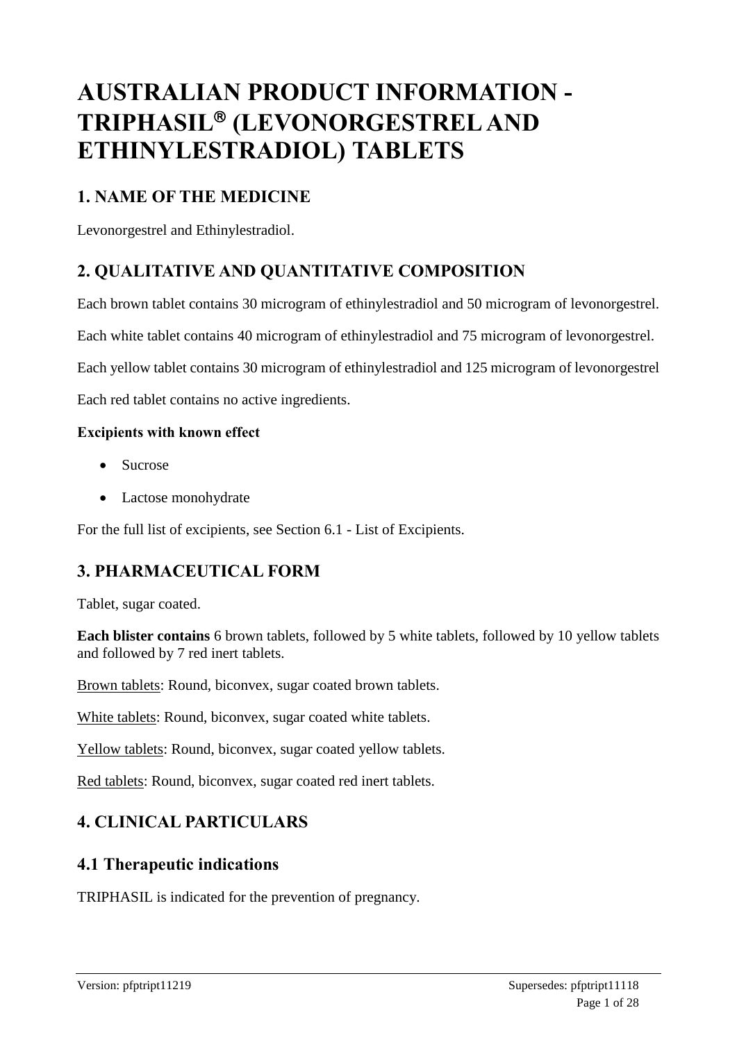# AUSTRALIAN PRODUCT INFORMATION - TRIPHASIL® (LEVONORGESTREL AND ETHINYLESTRADIOL) TABLETS

## 1. NAME OF THE MEDICINE

Levonorgestrel and Ethinylestradiol.

## 2. QUALITATIVE AND QUANTITATIVE COMPOSITION

Each brown tablet contains 30 microgram of ethinylestradiol and 50 microgram of levonorgestrel.

Each white tablet contains 40 microgram of ethinylestradiol and 75 microgram of levonorgestrel.

Each yellow tablet contains 30 microgram of ethinylestradiol and 125 microgram of levonorgestrel

Each red tablet contains no active ingredients.

#### Excipients with known effect

- Sucrose
- Lactose monohydrate

For the full list of excipients, see Section 6.1 - List of Excipients.

## 3. PHARMACEUTICAL FORM

Tablet, sugar coated.

**Each blister contains** 6 brown tablets, followed by 5 white tablets, followed by 10 yellow tablets and followed by 7 red inert tablets.

Brown tablets: Round, biconvex, sugar coated brown tablets.

White tablets: Round, biconvex, sugar coated white tablets.

Yellow tablets: Round, biconvex, sugar coated yellow tablets.

Red tablets: Round, biconvex, sugar coated red inert tablets.

## 4. CLINICAL PARTICULARS

### 4.1 Therapeutic indications

TRIPHASIL is indicated for the prevention of pregnancy.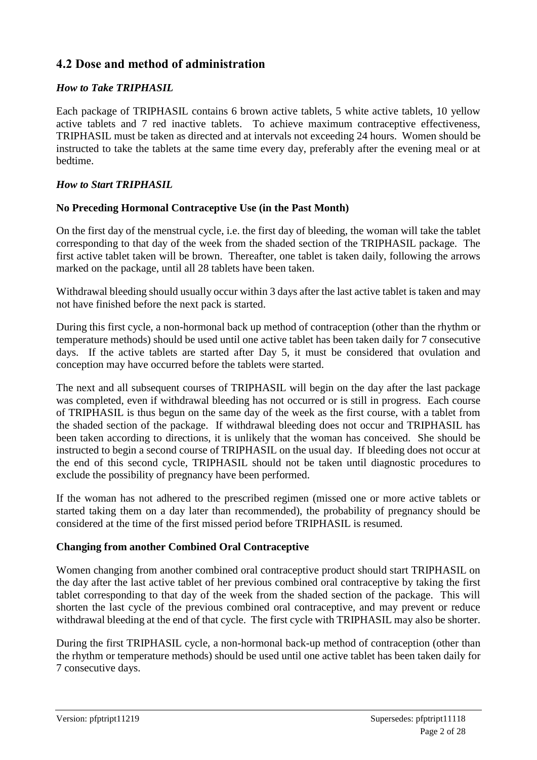## 4.2 Dose and method of administration

### *How to Take TRIPHASIL*

Each package of TRIPHASIL contains 6 brown active tablets, 5 white active tablets, 10 yellow active tablets and 7 red inactive tablets. To achieve maximum contraceptive effectiveness, TRIPHASIL must be taken as directed and at intervals not exceeding 24 hours. Women should be instructed to take the tablets at the same time every day, preferably after the evening meal or at bedtime.

### *How to Start TRIPHASIL*

#### No Preceding Hormonal Contraceptive Use (in the Past Month)

On the first day of the menstrual cycle, i.e. the first day of bleeding, the woman will take the tablet corresponding to that day of the week from the shaded section of the TRIPHASIL package. The first active tablet taken will be brown. Thereafter, one tablet is taken daily, following the arrows marked on the package, until all 28 tablets have been taken.

Withdrawal bleeding should usually occur within 3 days after the last active tablet is taken and may not have finished before the next pack is started.

During this first cycle, a non-hormonal back up method of contraception (other than the rhythm or temperature methods) should be used until one active tablet has been taken daily for 7 consecutive days. If the active tablets are started after Day 5, it must be considered that ovulation and conception may have occurred before the tablets were started.

The next and all subsequent courses of TRIPHASIL will begin on the day after the last package was completed, even if withdrawal bleeding has not occurred or is still in progress. Each course of TRIPHASIL is thus begun on the same day of the week as the first course, with a tablet from the shaded section of the package. If withdrawal bleeding does not occur and TRIPHASIL has been taken according to directions, it is unlikely that the woman has conceived. She should be instructed to begin a second course of TRIPHASIL on the usual day. If bleeding does not occur at the end of this second cycle, TRIPHASIL should not be taken until diagnostic procedures to exclude the possibility of pregnancy have been performed.

If the woman has not adhered to the prescribed regimen (missed one or more active tablets or started taking them on a day later than recommended), the probability of pregnancy should be considered at the time of the first missed period before TRIPHASIL is resumed.

#### Changing from another Combined Oral Contraceptive

Women changing from another combined oral contraceptive product should start TRIPHASIL on the day after the last active tablet of her previous combined oral contraceptive by taking the first tablet corresponding to that day of the week from the shaded section of the package. This will shorten the last cycle of the previous combined oral contraceptive, and may prevent or reduce withdrawal bleeding at the end of that cycle. The first cycle with TRIPHASIL may also be shorter.

During the first TRIPHASIL cycle, a non-hormonal back-up method of contraception (other than the rhythm or temperature methods) should be used until one active tablet has been taken daily for 7 consecutive days.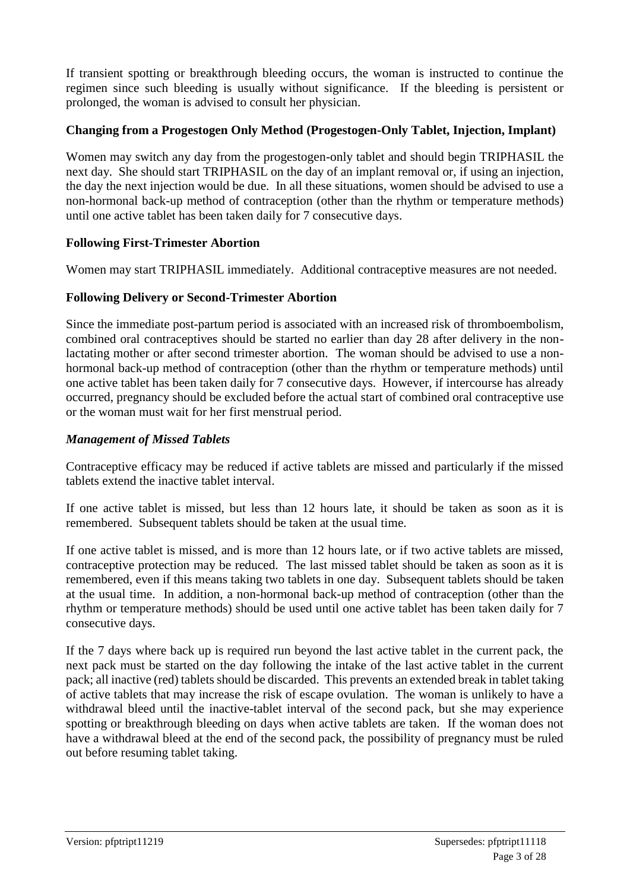If transient spotting or breakthrough bleeding occurs, the woman is instructed to continue the regimen since such bleeding is usually without significance. If the bleeding is persistent or prolonged, the woman is advised to consult her physician.

### Changing from a Progestogen Only Method (Progestogen-Only Tablet, Injection, Implant)

Women may switch any day from the progestogen-only tablet and should begin TRIPHASIL the next day. She should start TRIPHASIL on the day of an implant removal or, if using an injection, the day the next injection would be due. In all these situations, women should be advised to use a non-hormonal back-up method of contraception (other than the rhythm or temperature methods) until one active tablet has been taken daily for 7 consecutive days.

### Following First-Trimester Abortion

Women may start TRIPHASIL immediately. Additional contraceptive measures are not needed.

### Following Delivery or Second-Trimester Abortion

Since the immediate post-partum period is associated with an increased risk of thromboembolism, combined oral contraceptives should be started no earlier than day 28 after delivery in the non-lactating mother or after second trimester abortion. The woman should be advised to use a non-hormonal back-up method of contraception (other than the rhythm or temperature methods) until one active tablet has been taken daily for 7 consecutive days. However, if intercourse has already occurred, pregnancy should be excluded before the actual start of combined oral contraceptive use or the woman must wait for her first menstrual period.

### *Management of Missed Tablets*

Contraceptive efficacy may be reduced if active tablets are missed and particularly if the missed tablets extend the inactive tablet interval.

If one active tablet is missed, but less than 12 hours late, it should be taken as soon as it is remembered. Subsequent tablets should be taken at the usual time.

If one active tablet is missed, and is more than 12 hours late, or if two active tablets are missed, contraceptive protection may be reduced. The last missed tablet should be taken as soon as it is remembered, even if this means taking two tablets in one day. Subsequent tablets should be taken at the usual time. In addition, a non-hormonal back-up method of contraception (other than the rhythm or temperature methods) should be used until one active tablet has been taken daily for 7 consecutive days.

If the 7 days where back up is required run beyond the last active tablet in the current pack, the next pack must be started on the day following the intake of the last active tablet in the current pack; all inactive (red) tablets should be discarded. This prevents an extended break in tablet taking of active tablets that may increase the risk of escape ovulation. The woman is unlikely to have a withdrawal bleed until the inactive-tablet interval of the second pack, but she may experience spotting or breakthrough bleeding on days when active tablets are taken. If the woman does not have a withdrawal bleed at the end of the second pack, the possibility of pregnancy must be ruled out before resuming tablet taking.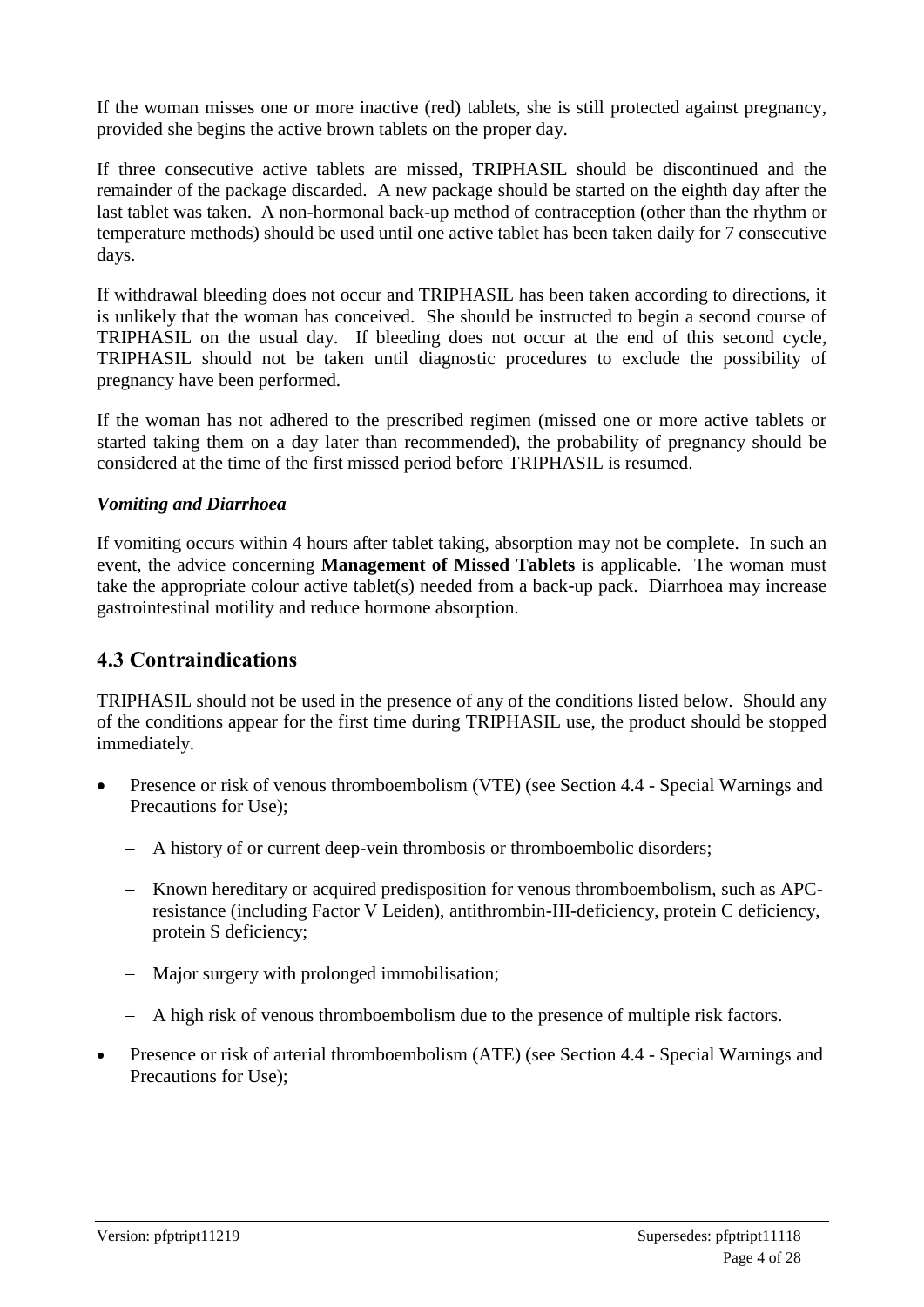If the woman misses one or more inactive (red) tablets, she is still protected against pregnancy, provided she begins the active brown tablets on the proper day.

If three consecutive active tablets are missed, TRIPHASIL should be discontinued and the remainder of the package discarded. A new package should be started on the eighth day after the last tablet was taken. A non-hormonal back-up method of contraception (other than the rhythm or temperature methods) should be used until one active tablet has been taken daily for 7 consecutive days.

If withdrawal bleeding does not occur and TRIPHASIL has been taken according to directions, it is unlikely that the woman has conceived. She should be instructed to begin a second course of TRIPHASIL on the usual day. If bleeding does not occur at the end of this second cycle, TRIPHASIL should not be taken until diagnostic procedures to exclude the possibility of pregnancy have been performed.

If the woman has not adhered to the prescribed regimen (missed one or more active tablets or started taking them on a day later than recommended), the probability of pregnancy should be considered at the time of the first missed period before TRIPHASIL is resumed.

### *Vomiting and Diarrhoea*

If vomiting occurs within 4 hours after tablet taking, absorption may not be complete. In such an event, the advice concerning **Management of Missed Tablets** is applicable. The woman must take the appropriate colour active tablet(s) needed from a back-up pack. Diarrhoea may increase gastrointestinal motility and reduce hormone absorption.

## 4.3 Contraindications

TRIPHASIL should not be used in the presence of any of the conditions listed below. Should any of the conditions appear for the first time during TRIPHASIL use, the product should be stopped immediately.

- Presence or risk of venous thromboembolism (VTE) (see Section 4.4 - Special Warnings and Precautions for Use);
  - A history of or current deep-vein thrombosis or thromboembolic disorders;
  - Known hereditary or acquired predisposition for venous thromboembolism, such as APC-resistance (including Factor V Leiden), antithrombin-III-deficiency, protein C deficiency, protein S deficiency;
  - Major surgery with prolonged immobilisation;
  - A high risk of venous thromboembolism due to the presence of multiple risk factors.
- Presence or risk of arterial thromboembolism (ATE) (see Section 4.4 - Special Warnings and Precautions for Use);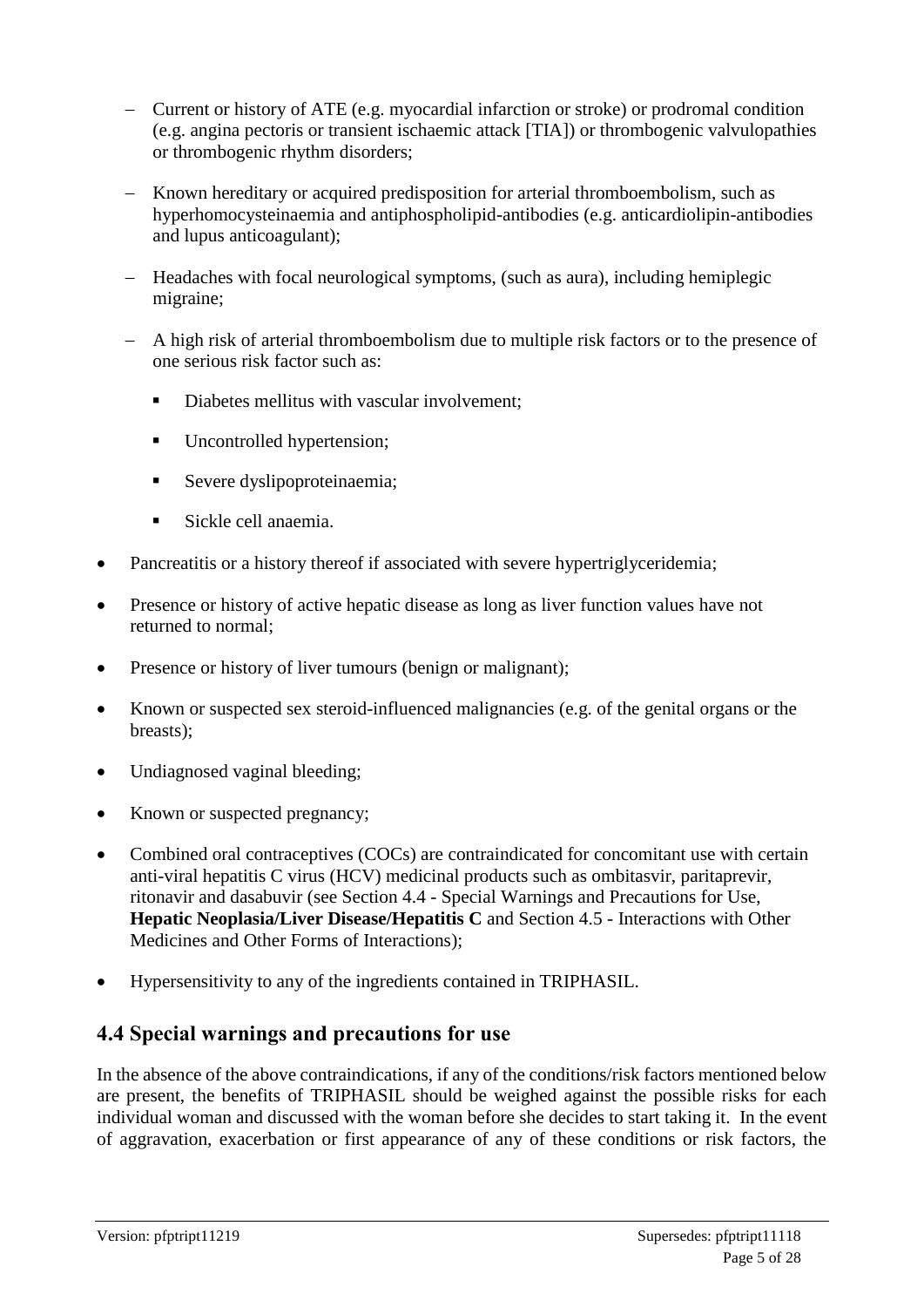- Current or history of ATE (e.g. myocardial infarction or stroke) or prodromal condition (e.g. angina pectoris or transient ischaemic attack [TIA]) or thrombogenic valvulopathies or thrombogenic rhythm disorders;
  - Known hereditary or acquired predisposition for arterial thromboembolism, such as hyperhomocysteinaemia and antiphospholipid-antibodies (e.g. anticardiolipin-antibodies and lupus anticoagulant);
  - Headaches with focal neurological symptoms, (such as aura), including hemiplegic migraine;
  - A high risk of arterial thromboembolism due to multiple risk factors or to the presence of one serious risk factor such as:
    - Diabetes mellitus with vascular involvement;
    - Uncontrolled hypertension;
    - Severe dyslipoproteinaemia;
    - Sickle cell anaemia.
- Pancreatitis or a history thereof if associated with severe hypertriglyceridemia;
- Presence or history of active hepatic disease as long as liver function values have not returned to normal;
- Presence or history of liver tumours (benign or malignant);
- Known or suspected sex steroid-influenced malignancies (e.g. of the genital organs or the breasts);
- Undiagnosed vaginal bleeding;
- Known or suspected pregnancy;
- Combined oral contraceptives (COCs) are contraindicated for concomitant use with certain anti-viral hepatitis C virus (HCV) medicinal products such as ombitasvir, paritaprevir, ritonavir and dasabuvir (see Section 4.4 - Special Warnings and Precautions for Use, **Hepatic Neoplasia/Liver Disease/Hepatitis C** and Section 4.5 - Interactions with Other Medicines and Other Forms of Interactions);
- Hypersensitivity to any of the ingredients contained in TRIPHASIL.

## 4.4 Special warnings and precautions for use

In the absence of the above contraindications, if any of the conditions/risk factors mentioned below are present, the benefits of TRIPHASIL should be weighed against the possible risks for each individual woman and discussed with the woman before she decides to start taking it. In the event of aggravation, exacerbation or first appearance of any of these conditions or risk factors, the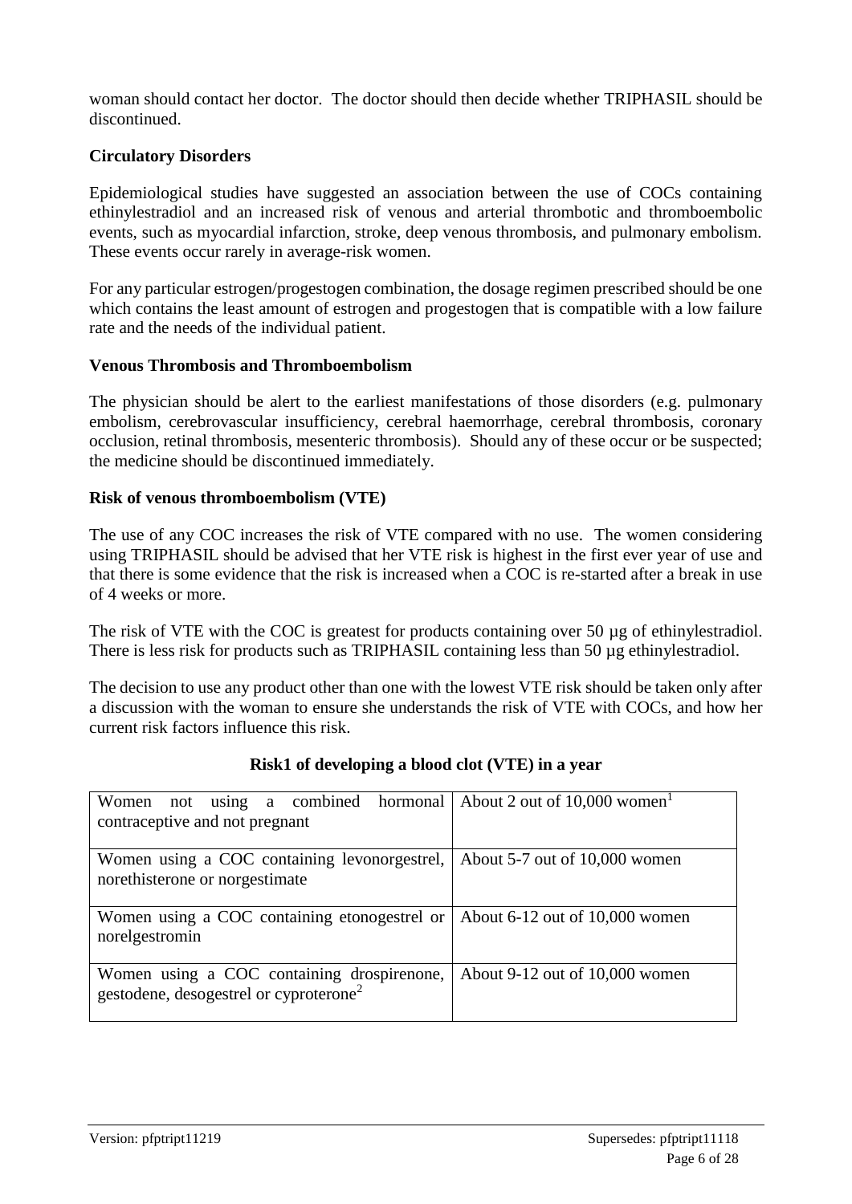woman should contact her doctor. The doctor should then decide whether TRIPHASIL should be discontinued.

**Circulatory Disorders**

Epidemiological studies have suggested an association between the use of COCs containing ethinylestradiol and an increased risk of venous and arterial thrombotic and thromboembolic events, such as myocardial infarction, stroke, deep venous thrombosis, and pulmonary embolism. These events occur rarely in average-risk women.

For any particular estrogen/progestogen combination, the dosage regimen prescribed should be one which contains the least amount of estrogen and progestogen that is compatible with a low failure rate and the needs of the individual patient.

**Venous Thrombosis and Thromboembolism**

The physician should be alert to the earliest manifestations of those disorders (e.g. pulmonary embolism, cerebrovascular insufficiency, cerebral haemorrhage, cerebral thrombosis, coronary occlusion, retinal thrombosis, mesenteric thrombosis). Should any of these occur or be suspected; the medicine should be discontinued immediately.

**Risk of venous thromboembolism (VTE)**

The use of any COC increases the risk of VTE compared with no use. The women considering using TRIPHASIL should be advised that her VTE risk is highest in the first ever year of use and that there is some evidence that the risk is increased when a COC is re-started after a break in use of 4 weeks or more.

The risk of VTE with the COC is greatest for products containing over 50 µg of ethinylestradiol. There is less risk for products such as TRIPHASIL containing less than 50 µg ethinylestradiol.

The decision to use any product other than one with the lowest VTE risk should be taken only after a discussion with the woman to ensure she understands the risk of VTE with COCs, and how her current risk factors influence this risk.

**Risk1 of developing a blood clot (VTE) in a year**

| | |
|---|---|
| Women not using a combined hormonal contraceptive and not pregnant | About 2 out of 10,000 women[1] |
| Women using a COC containing levonorgestrel, norethisterone or norgestimate | About 5-7 out of 10,000 women |
| Women using a COC containing etonogestrel or norelgestromin | About 6-12 out of 10,000 women |
| Women using a COC containing drospirenone, gestodene, desogestrel or cyproterone[2] | About 9-12 out of 10,000 women |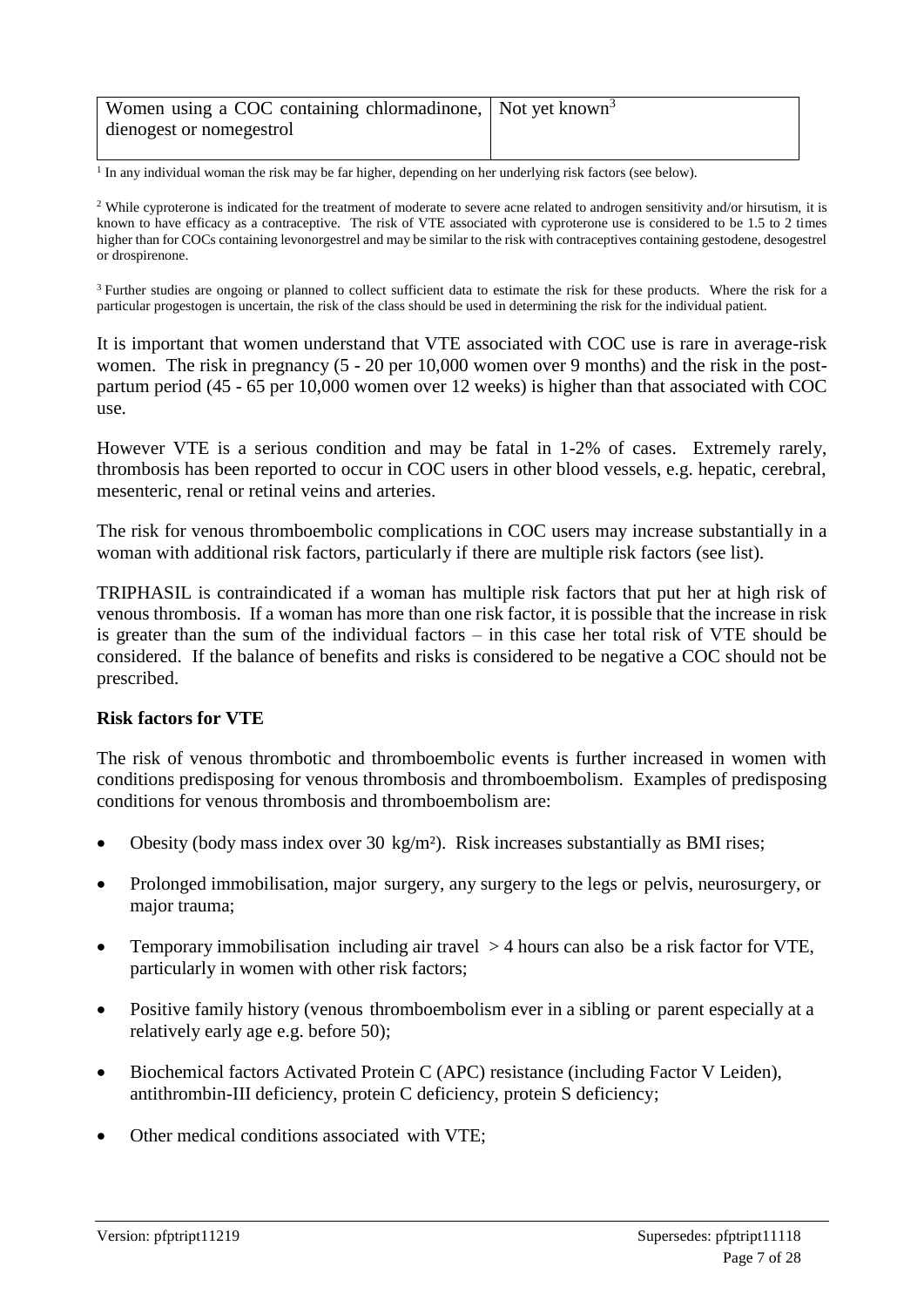| Women using a COC containing chlormadinone, dienogest or nomegestrol | Not yet known[3] |
| --- | --- |

[1] In any individual woman the risk may be far higher, depending on her underlying risk factors (see below).

[2] While cyproterone is indicated for the treatment of moderate to severe acne related to androgen sensitivity and/or hirsutism, it is known to have efficacy as a contraceptive. The risk of VTE associated with cyproterone use is considered to be 1.5 to 2 times higher than for COCs containing levonorgestrel and may be similar to the risk with contraceptives containing gestodene, desogestrel or drospirenone.

[3] Further studies are ongoing or planned to collect sufficient data to estimate the risk for these products. Where the risk for a particular progestogen is uncertain, the risk of the class should be used in determining the risk for the individual patient.

It is important that women understand that VTE associated with COC use is rare in average-risk women. The risk in pregnancy (5 - 20 per 10,000 women over 9 months) and the risk in the post-partum period (45 - 65 per 10,000 women over 12 weeks) is higher than that associated with COC use.

However VTE is a serious condition and may be fatal in 1-2% of cases. Extremely rarely, thrombosis has been reported to occur in COC users in other blood vessels, e.g. hepatic, cerebral, mesenteric, renal or retinal veins and arteries.

The risk for venous thromboembolic complications in COC users may increase substantially in a woman with additional risk factors, particularly if there are multiple risk factors (see list).

TRIPHASIL is contraindicated if a woman has multiple risk factors that put her at high risk of venous thrombosis. If a woman has more than one risk factor, it is possible that the increase in risk is greater than the sum of the individual factors – in this case her total risk of VTE should be considered. If the balance of benefits and risks is considered to be negative a COC should not be prescribed.

**Risk factors for VTE**

The risk of venous thrombotic and thromboembolic events is further increased in women with conditions predisposing for venous thrombosis and thromboembolism. Examples of predisposing conditions for venous thrombosis and thromboembolism are:

- Obesity (body mass index over 30 kg/m²). Risk increases substantially as BMI rises;
- Prolonged immobilisation, major surgery, any surgery to the legs or pelvis, neurosurgery, or major trauma;
- Temporary immobilisation including air travel > 4 hours can also be a risk factor for VTE, particularly in women with other risk factors;
- Positive family history (venous thromboembolism ever in a sibling or parent especially at a relatively early age e.g. before 50);
- Biochemical factors Activated Protein C (APC) resistance (including Factor V Leiden), antithrombin-III deficiency, protein C deficiency, protein S deficiency;
- Other medical conditions associated with VTE;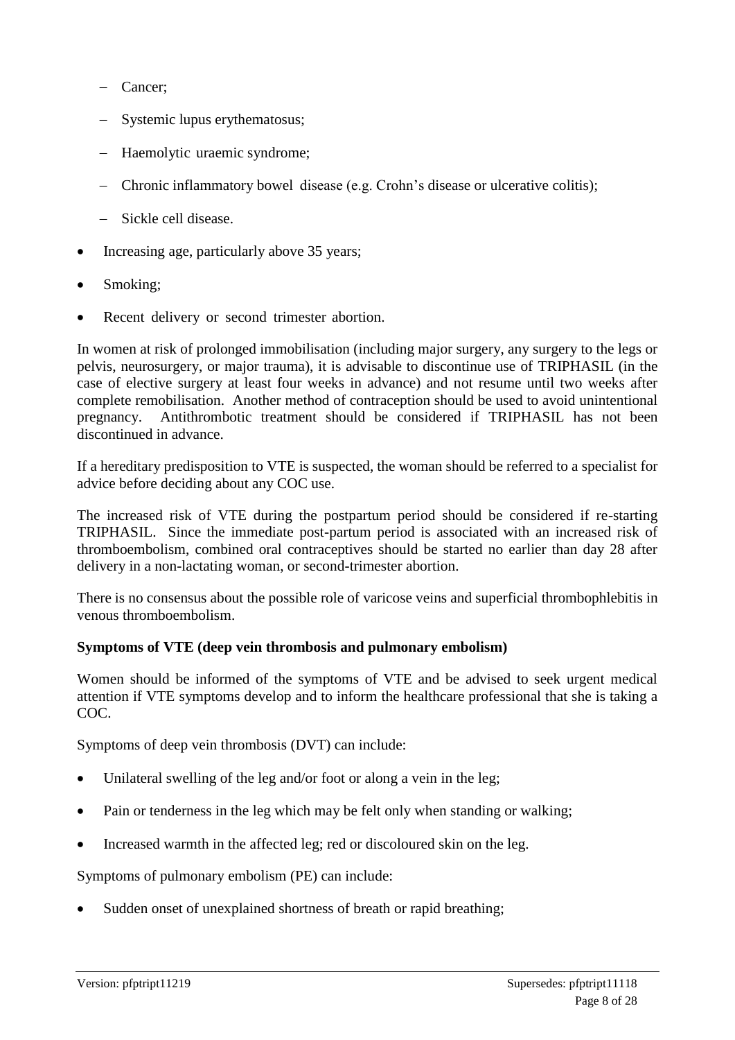- Cancer;
  - Systemic lupus erythematosus;
  - Haemolytic uraemic syndrome;
  - Chronic inflammatory bowel disease (e.g. Crohn's disease or ulcerative colitis);
  - Sickle cell disease.
- Increasing age, particularly above 35 years;
- Smoking;
- Recent delivery or second trimester abortion.

In women at risk of prolonged immobilisation (including major surgery, any surgery to the legs or pelvis, neurosurgery, or major trauma), it is advisable to discontinue use of TRIPHASIL (in the case of elective surgery at least four weeks in advance) and not resume until two weeks after complete remobilisation. Another method of contraception should be used to avoid unintentional pregnancy. Antithrombotic treatment should be considered if TRIPHASIL has not been discontinued in advance.

If a hereditary predisposition to VTE is suspected, the woman should be referred to a specialist for advice before deciding about any COC use.

The increased risk of VTE during the postpartum period should be considered if re-starting TRIPHASIL. Since the immediate post-partum period is associated with an increased risk of thromboembolism, combined oral contraceptives should be started no earlier than day 28 after delivery in a non-lactating woman, or second-trimester abortion.

There is no consensus about the possible role of varicose veins and superficial thrombophlebitis in venous thromboembolism.

**Symptoms of VTE (deep vein thrombosis and pulmonary embolism)**

Women should be informed of the symptoms of VTE and be advised to seek urgent medical attention if VTE symptoms develop and to inform the healthcare professional that she is taking a COC.

Symptoms of deep vein thrombosis (DVT) can include:

- Unilateral swelling of the leg and/or foot or along a vein in the leg;
- Pain or tenderness in the leg which may be felt only when standing or walking;
- Increased warmth in the affected leg; red or discoloured skin on the leg.

Symptoms of pulmonary embolism (PE) can include:

- Sudden onset of unexplained shortness of breath or rapid breathing;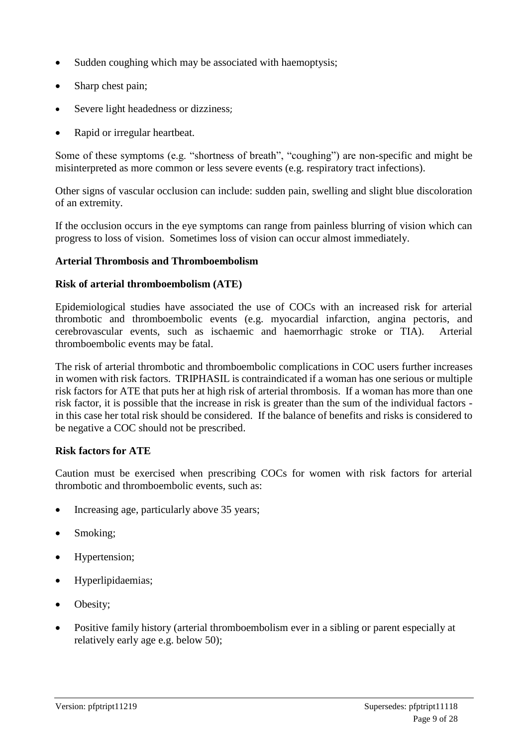- Sudden coughing which may be associated with haemoptysis;
- Sharp chest pain;
- Severe light headedness or dizziness;
- Rapid or irregular heartbeat.

Some of these symptoms (e.g. "shortness of breath", "coughing") are non-specific and might be misinterpreted as more common or less severe events (e.g. respiratory tract infections).

Other signs of vascular occlusion can include: sudden pain, swelling and slight blue discoloration of an extremity.

If the occlusion occurs in the eye symptoms can range from painless blurring of vision which can progress to loss of vision. Sometimes loss of vision can occur almost immediately.

**Arterial Thrombosis and Thromboembolism**

**Risk of arterial thromboembolism (ATE)**

Epidemiological studies have associated the use of COCs with an increased risk for arterial thrombotic and thromboembolic events (e.g. myocardial infarction, angina pectoris, and cerebrovascular events, such as ischaemic and haemorrhagic stroke or TIA). Arterial thromboembolic events may be fatal.

The risk of arterial thrombotic and thromboembolic complications in COC users further increases in women with risk factors. TRIPHASIL is contraindicated if a woman has one serious or multiple risk factors for ATE that puts her at high risk of arterial thrombosis. If a woman has more than one risk factor, it is possible that the increase in risk is greater than the sum of the individual factors - in this case her total risk should be considered. If the balance of benefits and risks is considered to be negative a COC should not be prescribed.

**Risk factors for ATE**

Caution must be exercised when prescribing COCs for women with risk factors for arterial thrombotic and thromboembolic events, such as:

- Increasing age, particularly above 35 years;
- Smoking;
- Hypertension;
- Hyperlipidaemias;
- Obesity;
- Positive family history (arterial thromboembolism ever in a sibling or parent especially at relatively early age e.g. below 50);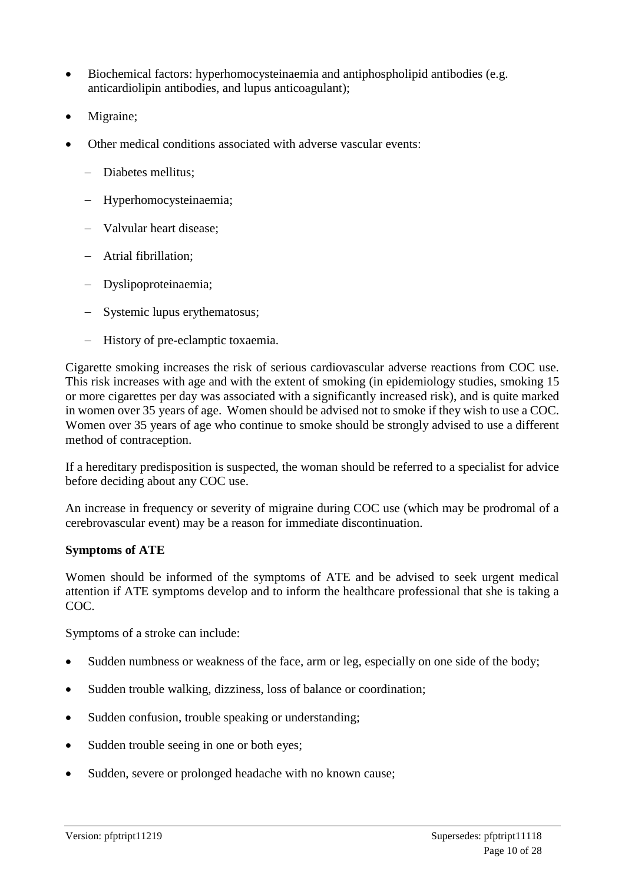- Biochemical factors: hyperhomocysteinaemia and antiphospholipid antibodies (e.g. anticardiolipin antibodies, and lupus anticoagulant);
- Migraine;
- Other medical conditions associated with adverse vascular events:
  - Diabetes mellitus;
  - Hyperhomocysteinaemia;
  - Valvular heart disease;
  - Atrial fibrillation;
  - Dyslipoproteinaemia;
  - Systemic lupus erythematosus;
  - History of pre-eclamptic toxaemia.

Cigarette smoking increases the risk of serious cardiovascular adverse reactions from COC use. This risk increases with age and with the extent of smoking (in epidemiology studies, smoking 15 or more cigarettes per day was associated with a significantly increased risk), and is quite marked in women over 35 years of age. Women should be advised not to smoke if they wish to use a COC. Women over 35 years of age who continue to smoke should be strongly advised to use a different method of contraception.

If a hereditary predisposition is suspected, the woman should be referred to a specialist for advice before deciding about any COC use.

An increase in frequency or severity of migraine during COC use (which may be prodromal of a cerebrovascular event) may be a reason for immediate discontinuation.

**Symptoms of ATE**

Women should be informed of the symptoms of ATE and be advised to seek urgent medical attention if ATE symptoms develop and to inform the healthcare professional that she is taking a COC.

Symptoms of a stroke can include:

- Sudden numbness or weakness of the face, arm or leg, especially on one side of the body;
- Sudden trouble walking, dizziness, loss of balance or coordination;
- Sudden confusion, trouble speaking or understanding;
- Sudden trouble seeing in one or both eyes;
- Sudden, severe or prolonged headache with no known cause;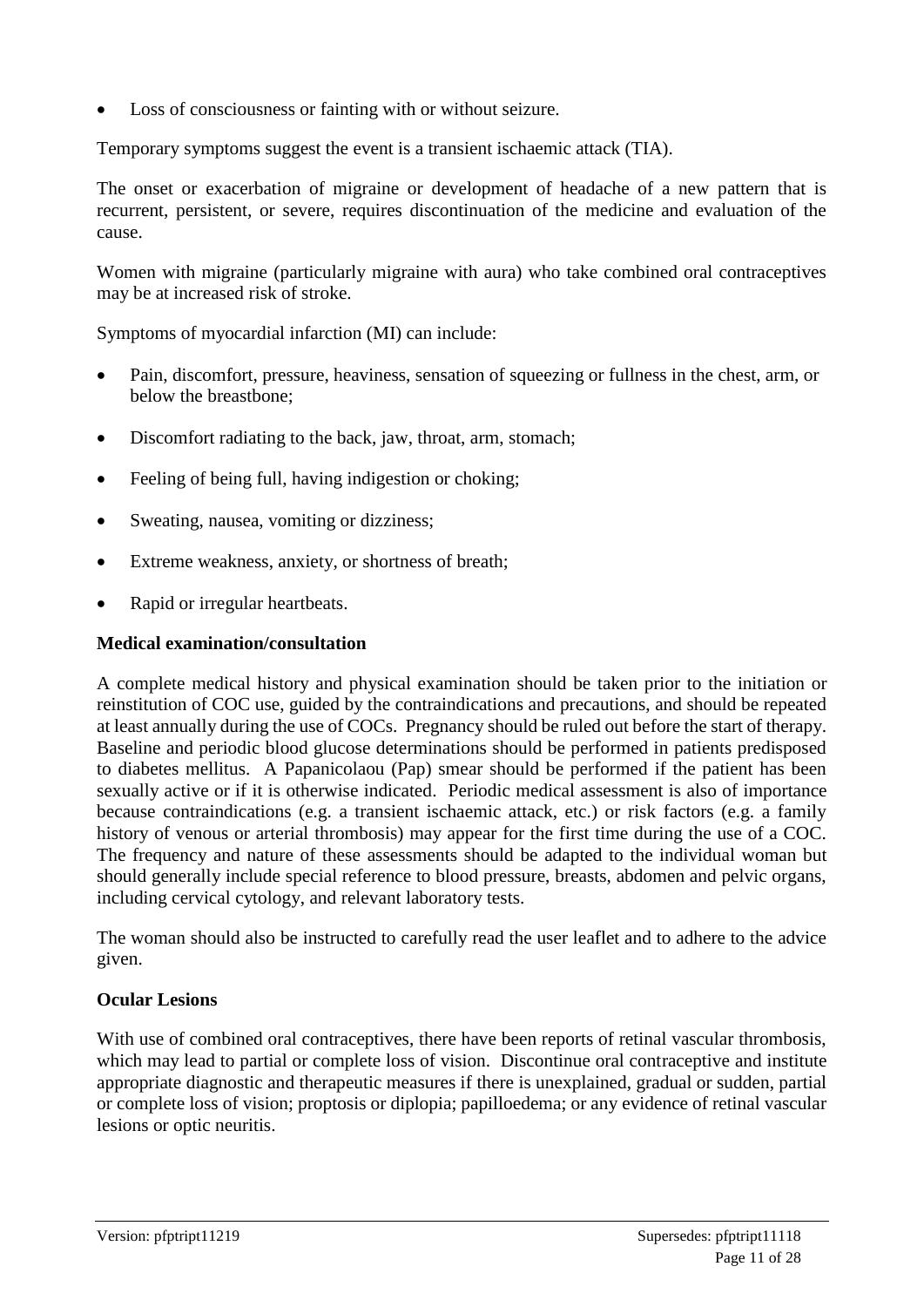- Loss of consciousness or fainting with or without seizure.

Temporary symptoms suggest the event is a transient ischaemic attack (TIA).

The onset or exacerbation of migraine or development of headache of a new pattern that is recurrent, persistent, or severe, requires discontinuation of the medicine and evaluation of the cause.

Women with migraine (particularly migraine with aura) who take combined oral contraceptives may be at increased risk of stroke.

Symptoms of myocardial infarction (MI) can include:

- Pain, discomfort, pressure, heaviness, sensation of squeezing or fullness in the chest, arm, or below the breastbone;
- Discomfort radiating to the back, jaw, throat, arm, stomach;
- Feeling of being full, having indigestion or choking;
- Sweating, nausea, vomiting or dizziness;
- Extreme weakness, anxiety, or shortness of breath;
- Rapid or irregular heartbeats.

**Medical examination/consultation**

A complete medical history and physical examination should be taken prior to the initiation or reinstitution of COC use, guided by the contraindications and precautions, and should be repeated at least annually during the use of COCs. Pregnancy should be ruled out before the start of therapy. Baseline and periodic blood glucose determinations should be performed in patients predisposed to diabetes mellitus. A Papanicolaou (Pap) smear should be performed if the patient has been sexually active or if it is otherwise indicated. Periodic medical assessment is also of importance because contraindications (e.g. a transient ischaemic attack, etc.) or risk factors (e.g. a family history of venous or arterial thrombosis) may appear for the first time during the use of a COC. The frequency and nature of these assessments should be adapted to the individual woman but should generally include special reference to blood pressure, breasts, abdomen and pelvic organs, including cervical cytology, and relevant laboratory tests.

The woman should also be instructed to carefully read the user leaflet and to adhere to the advice given.

**Ocular Lesions**

With use of combined oral contraceptives, there have been reports of retinal vascular thrombosis, which may lead to partial or complete loss of vision. Discontinue oral contraceptive and institute appropriate diagnostic and therapeutic measures if there is unexplained, gradual or sudden, partial or complete loss of vision; proptosis or diplopia; papilloedema; or any evidence of retinal vascular lesions or optic neuritis.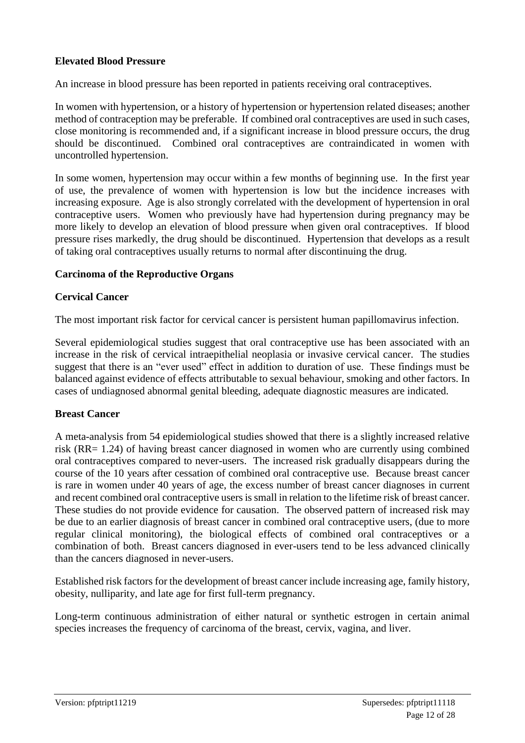**Elevated Blood Pressure**

An increase in blood pressure has been reported in patients receiving oral contraceptives.

In women with hypertension, or a history of hypertension or hypertension related diseases; another method of contraception may be preferable. If combined oral contraceptives are used in such cases, close monitoring is recommended and, if a significant increase in blood pressure occurs, the drug should be discontinued. Combined oral contraceptives are contraindicated in women with uncontrolled hypertension.

In some women, hypertension may occur within a few months of beginning use. In the first year of use, the prevalence of women with hypertension is low but the incidence increases with increasing exposure. Age is also strongly correlated with the development of hypertension in oral contraceptive users. Women who previously have had hypertension during pregnancy may be more likely to develop an elevation of blood pressure when given oral contraceptives. If blood pressure rises markedly, the drug should be discontinued. Hypertension that develops as a result of taking oral contraceptives usually returns to normal after discontinuing the drug.

**Carcinoma of the Reproductive Organs**

**Cervical Cancer**

The most important risk factor for cervical cancer is persistent human papillomavirus infection.

Several epidemiological studies suggest that oral contraceptive use has been associated with an increase in the risk of cervical intraepithelial neoplasia or invasive cervical cancer. The studies suggest that there is an "ever used" effect in addition to duration of use. These findings must be balanced against evidence of effects attributable to sexual behaviour, smoking and other factors. In cases of undiagnosed abnormal genital bleeding, adequate diagnostic measures are indicated.

**Breast Cancer**

A meta-analysis from 54 epidemiological studies showed that there is a slightly increased relative risk (RR= 1.24) of having breast cancer diagnosed in women who are currently using combined oral contraceptives compared to never-users. The increased risk gradually disappears during the course of the 10 years after cessation of combined oral contraceptive use. Because breast cancer is rare in women under 40 years of age, the excess number of breast cancer diagnoses in current and recent combined oral contraceptive users is small in relation to the lifetime risk of breast cancer. These studies do not provide evidence for causation. The observed pattern of increased risk may be due to an earlier diagnosis of breast cancer in combined oral contraceptive users, (due to more regular clinical monitoring), the biological effects of combined oral contraceptives or a combination of both. Breast cancers diagnosed in ever-users tend to be less advanced clinically than the cancers diagnosed in never-users.

Established risk factors for the development of breast cancer include increasing age, family history, obesity, nulliparity, and late age for first full-term pregnancy.

Long-term continuous administration of either natural or synthetic estrogen in certain animal species increases the frequency of carcinoma of the breast, cervix, vagina, and liver.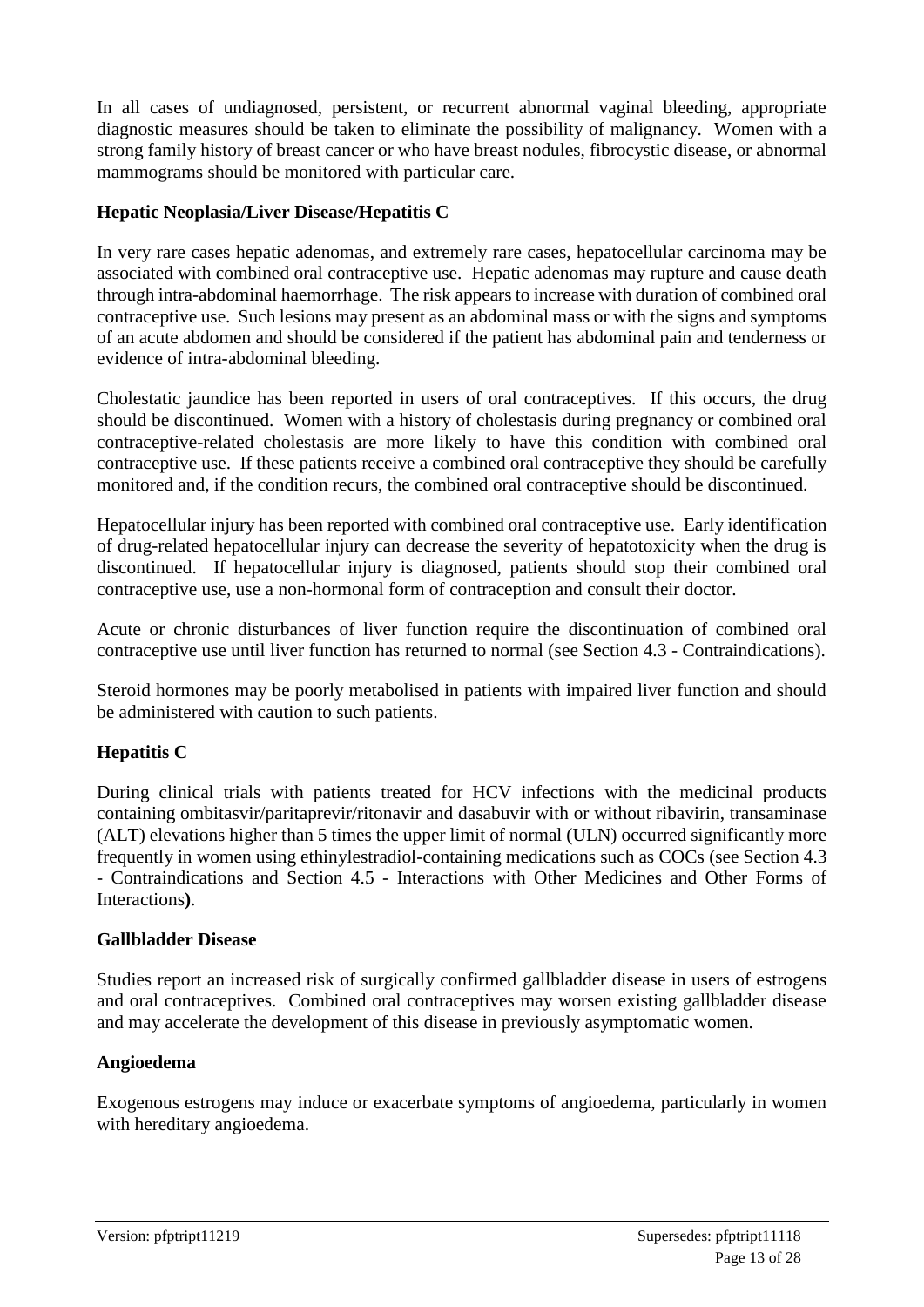In all cases of undiagnosed, persistent, or recurrent abnormal vaginal bleeding, appropriate diagnostic measures should be taken to eliminate the possibility of malignancy. Women with a strong family history of breast cancer or who have breast nodules, fibrocystic disease, or abnormal mammograms should be monitored with particular care.

**Hepatic Neoplasia/Liver Disease/Hepatitis C**

In very rare cases hepatic adenomas, and extremely rare cases, hepatocellular carcinoma may be associated with combined oral contraceptive use. Hepatic adenomas may rupture and cause death through intra-abdominal haemorrhage. The risk appears to increase with duration of combined oral contraceptive use. Such lesions may present as an abdominal mass or with the signs and symptoms of an acute abdomen and should be considered if the patient has abdominal pain and tenderness or evidence of intra-abdominal bleeding.

Cholestatic jaundice has been reported in users of oral contraceptives. If this occurs, the drug should be discontinued. Women with a history of cholestasis during pregnancy or combined oral contraceptive-related cholestasis are more likely to have this condition with combined oral contraceptive use. If these patients receive a combined oral contraceptive they should be carefully monitored and, if the condition recurs, the combined oral contraceptive should be discontinued.

Hepatocellular injury has been reported with combined oral contraceptive use. Early identification of drug-related hepatocellular injury can decrease the severity of hepatotoxicity when the drug is discontinued. If hepatocellular injury is diagnosed, patients should stop their combined oral contraceptive use, use a non-hormonal form of contraception and consult their doctor.

Acute or chronic disturbances of liver function require the discontinuation of combined oral contraceptive use until liver function has returned to normal (see Section 4.3 - Contraindications).

Steroid hormones may be poorly metabolised in patients with impaired liver function and should be administered with caution to such patients.

**Hepatitis C**

During clinical trials with patients treated for HCV infections with the medicinal products containing ombitasvir/paritaprevir/ritonavir and dasabuvir with or without ribavirin, transaminase (ALT) elevations higher than 5 times the upper limit of normal (ULN) occurred significantly more frequently in women using ethinylestradiol-containing medications such as COCs (see Section 4.3 - Contraindications and Section 4.5 - Interactions with Other Medicines and Other Forms of Interactions**)**.

**Gallbladder Disease**

Studies report an increased risk of surgically confirmed gallbladder disease in users of estrogens and oral contraceptives. Combined oral contraceptives may worsen existing gallbladder disease and may accelerate the development of this disease in previously asymptomatic women.

**Angioedema**

Exogenous estrogens may induce or exacerbate symptoms of angioedema, particularly in women with hereditary angioedema.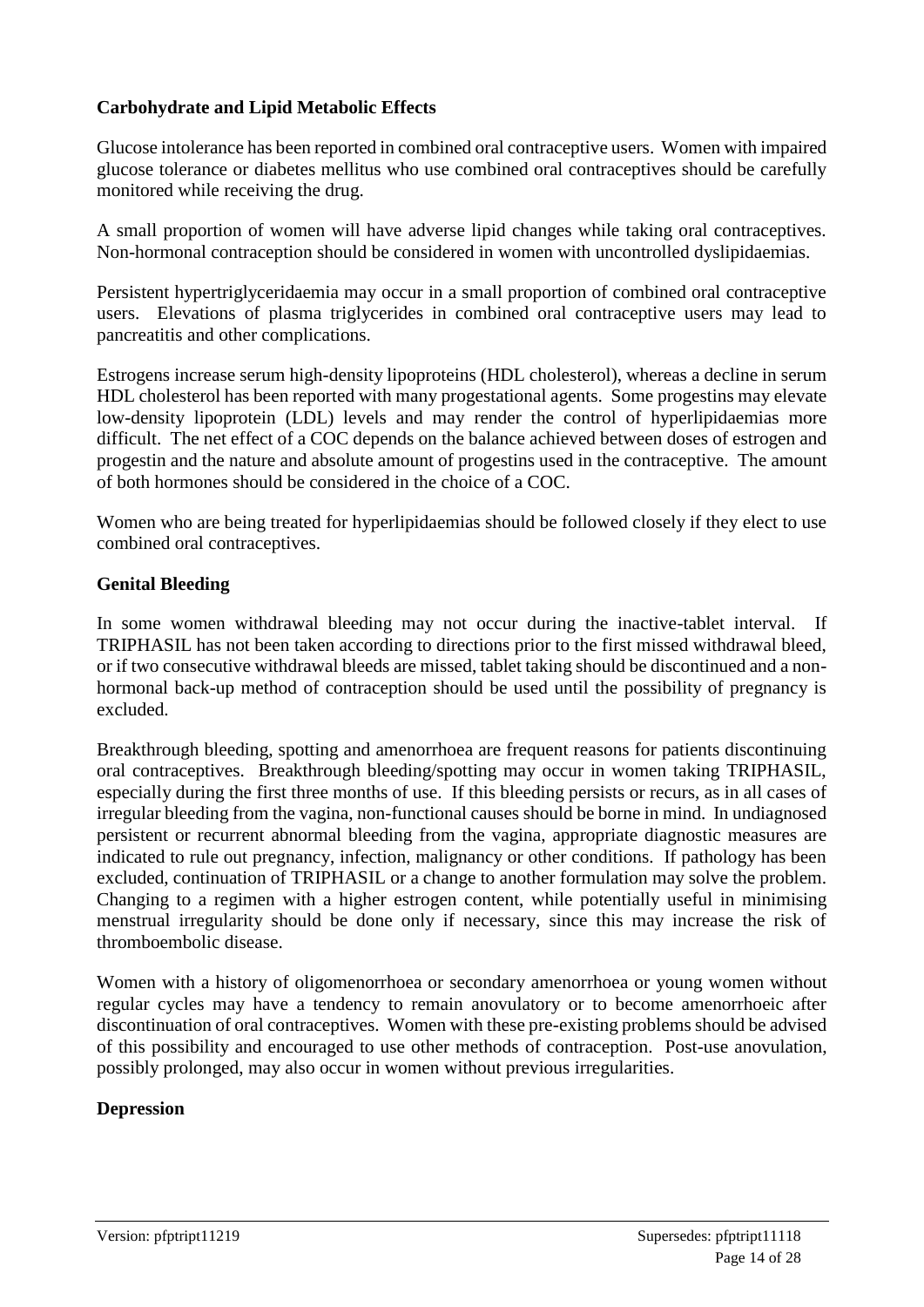### Carbohydrate and Lipid Metabolic Effects

Glucose intolerance has been reported in combined oral contraceptive users. Women with impaired glucose tolerance or diabetes mellitus who use combined oral contraceptives should be carefully monitored while receiving the drug.

A small proportion of women will have adverse lipid changes while taking oral contraceptives. Non-hormonal contraception should be considered in women with uncontrolled dyslipidaemias.

Persistent hypertriglyceridaemia may occur in a small proportion of combined oral contraceptive users. Elevations of plasma triglycerides in combined oral contraceptive users may lead to pancreatitis and other complications.

Estrogens increase serum high-density lipoproteins (HDL cholesterol), whereas a decline in serum HDL cholesterol has been reported with many progestational agents. Some progestins may elevate low-density lipoprotein (LDL) levels and may render the control of hyperlipidaemias more difficult. The net effect of a COC depends on the balance achieved between doses of estrogen and progestin and the nature and absolute amount of progestins used in the contraceptive. The amount of both hormones should be considered in the choice of a COC.

Women who are being treated for hyperlipidaemias should be followed closely if they elect to use combined oral contraceptives.

### Genital Bleeding

In some women withdrawal bleeding may not occur during the inactive-tablet interval. If TRIPHASIL has not been taken according to directions prior to the first missed withdrawal bleed, or if two consecutive withdrawal bleeds are missed, tablet taking should be discontinued and a non-hormonal back-up method of contraception should be used until the possibility of pregnancy is excluded.

Breakthrough bleeding, spotting and amenorrhoea are frequent reasons for patients discontinuing oral contraceptives. Breakthrough bleeding/spotting may occur in women taking TRIPHASIL, especially during the first three months of use. If this bleeding persists or recurs, as in all cases of irregular bleeding from the vagina, non-functional causes should be borne in mind. In undiagnosed persistent or recurrent abnormal bleeding from the vagina, appropriate diagnostic measures are indicated to rule out pregnancy, infection, malignancy or other conditions. If pathology has been excluded, continuation of TRIPHASIL or a change to another formulation may solve the problem. Changing to a regimen with a higher estrogen content, while potentially useful in minimising menstrual irregularity should be done only if necessary, since this may increase the risk of thromboembolic disease.

Women with a history of oligomenorrhoea or secondary amenorrhoea or young women without regular cycles may have a tendency to remain anovulatory or to become amenorrhoeic after discontinuation of oral contraceptives. Women with these pre-existing problems should be advised of this possibility and encouraged to use other methods of contraception. Post-use anovulation, possibly prolonged, may also occur in women without previous irregularities.

### Depression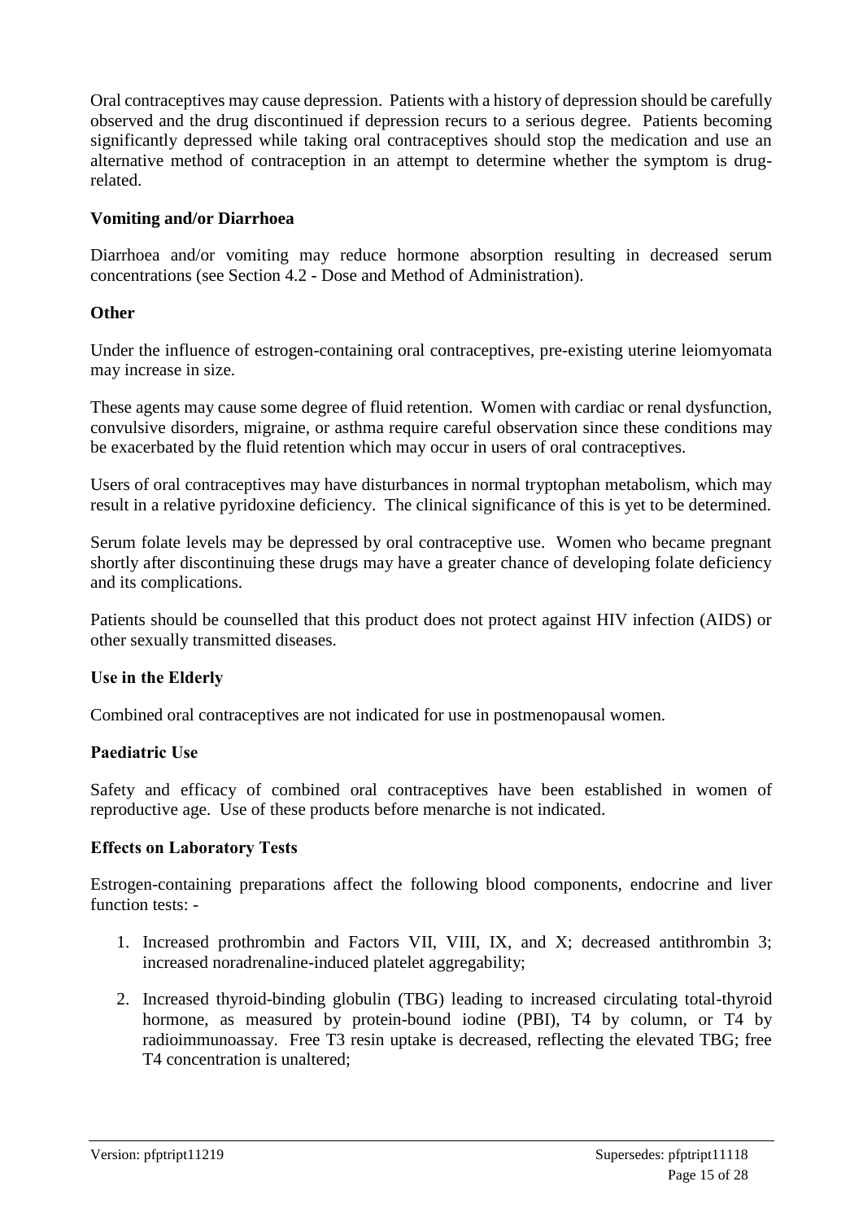Oral contraceptives may cause depression. Patients with a history of depression should be carefully observed and the drug discontinued if depression recurs to a serious degree. Patients becoming significantly depressed while taking oral contraceptives should stop the medication and use an alternative method of contraception in an attempt to determine whether the symptom is drug-related.

### Vomiting and/or Diarrhoea

Diarrhoea and/or vomiting may reduce hormone absorption resulting in decreased serum concentrations (see Section 4.2 - Dose and Method of Administration).

### Other

Under the influence of estrogen-containing oral contraceptives, pre-existing uterine leiomyomata may increase in size.

These agents may cause some degree of fluid retention. Women with cardiac or renal dysfunction, convulsive disorders, migraine, or asthma require careful observation since these conditions may be exacerbated by the fluid retention which may occur in users of oral contraceptives.

Users of oral contraceptives may have disturbances in normal tryptophan metabolism, which may result in a relative pyridoxine deficiency. The clinical significance of this is yet to be determined.

Serum folate levels may be depressed by oral contraceptive use. Women who became pregnant shortly after discontinuing these drugs may have a greater chance of developing folate deficiency and its complications.

Patients should be counselled that this product does not protect against HIV infection (AIDS) or other sexually transmitted diseases.

### Use in the Elderly

Combined oral contraceptives are not indicated for use in postmenopausal women.

### Paediatric Use

Safety and efficacy of combined oral contraceptives have been established in women of reproductive age. Use of these products before menarche is not indicated.

### Effects on Laboratory Tests

Estrogen-containing preparations affect the following blood components, endocrine and liver function tests: -

1. Increased prothrombin and Factors VII, VIII, IX, and X; decreased antithrombin 3; increased noradrenaline-induced platelet aggregability;

2. Increased thyroid-binding globulin (TBG) leading to increased circulating total-thyroid hormone, as measured by protein-bound iodine (PBI), T4 by column, or T4 by radioimmunoassay. Free T3 resin uptake is decreased, reflecting the elevated TBG; free T4 concentration is unaltered;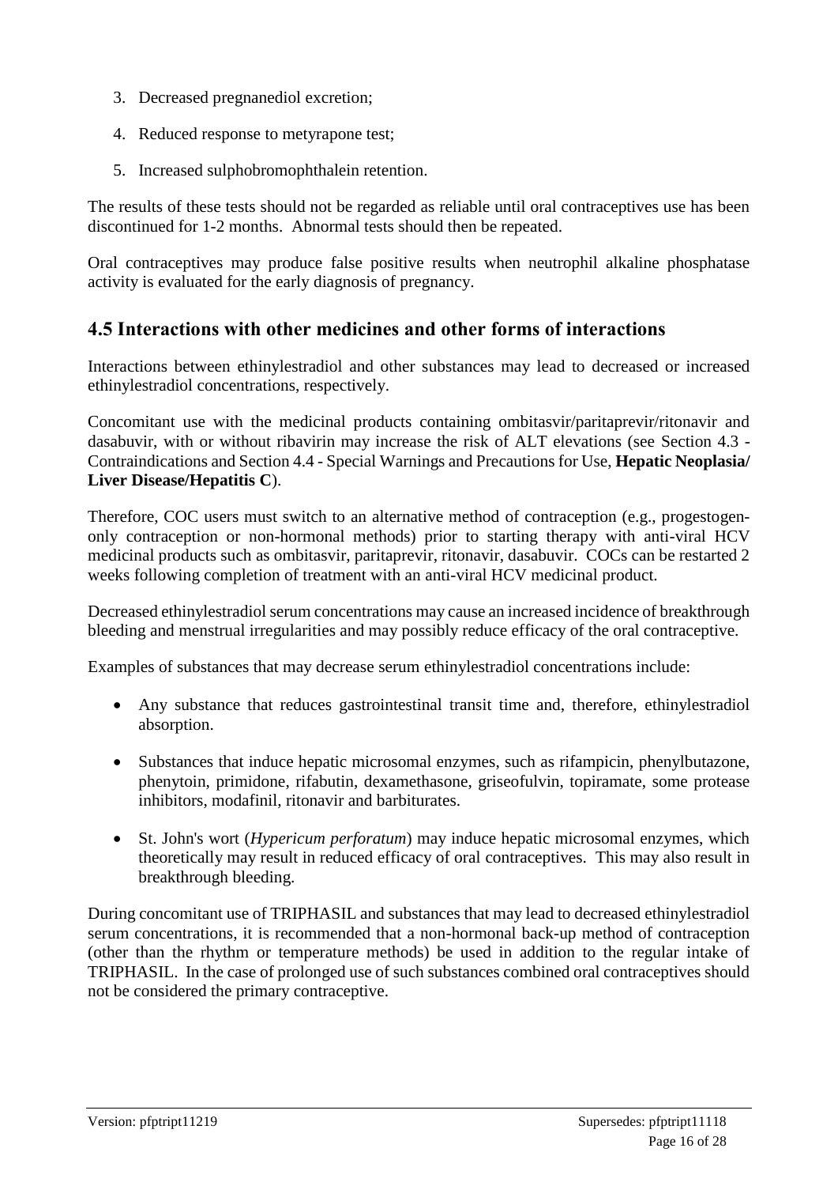3. Decreased pregnanediol excretion;
4. Reduced response to metyrapone test;
5. Increased sulphobromophthalein retention.

The results of these tests should not be regarded as reliable until oral contraceptives use has been discontinued for 1-2 months. Abnormal tests should then be repeated.

Oral contraceptives may produce false positive results when neutrophil alkaline phosphatase activity is evaluated for the early diagnosis of pregnancy.

## 4.5 Interactions with other medicines and other forms of interactions

Interactions between ethinylestradiol and other substances may lead to decreased or increased ethinylestradiol concentrations, respectively.

Concomitant use with the medicinal products containing ombitasvir/paritaprevir/ritonavir and dasabuvir, with or without ribavirin may increase the risk of ALT elevations (see Section 4.3 - Contraindications and Section 4.4 - Special Warnings and Precautions for Use, **Hepatic Neoplasia/ Liver Disease/Hepatitis C**).

Therefore, COC users must switch to an alternative method of contraception (e.g., progestogen-only contraception or non-hormonal methods) prior to starting therapy with anti-viral HCV medicinal products such as ombitasvir, paritaprevir, ritonavir, dasabuvir. COCs can be restarted 2 weeks following completion of treatment with an anti-viral HCV medicinal product.

Decreased ethinylestradiol serum concentrations may cause an increased incidence of breakthrough bleeding and menstrual irregularities and may possibly reduce efficacy of the oral contraceptive.

Examples of substances that may decrease serum ethinylestradiol concentrations include:

- Any substance that reduces gastrointestinal transit time and, therefore, ethinylestradiol absorption.
- Substances that induce hepatic microsomal enzymes, such as rifampicin, phenylbutazone, phenytoin, primidone, rifabutin, dexamethasone, griseofulvin, topiramate, some protease inhibitors, modafinil, ritonavir and barbiturates.
- St. John's wort (*Hypericum perforatum*) may induce hepatic microsomal enzymes, which theoretically may result in reduced efficacy of oral contraceptives. This may also result in breakthrough bleeding.

During concomitant use of TRIPHASIL and substances that may lead to decreased ethinylestradiol serum concentrations, it is recommended that a non-hormonal back-up method of contraception (other than the rhythm or temperature methods) be used in addition to the regular intake of TRIPHASIL. In the case of prolonged use of such substances combined oral contraceptives should not be considered the primary contraceptive.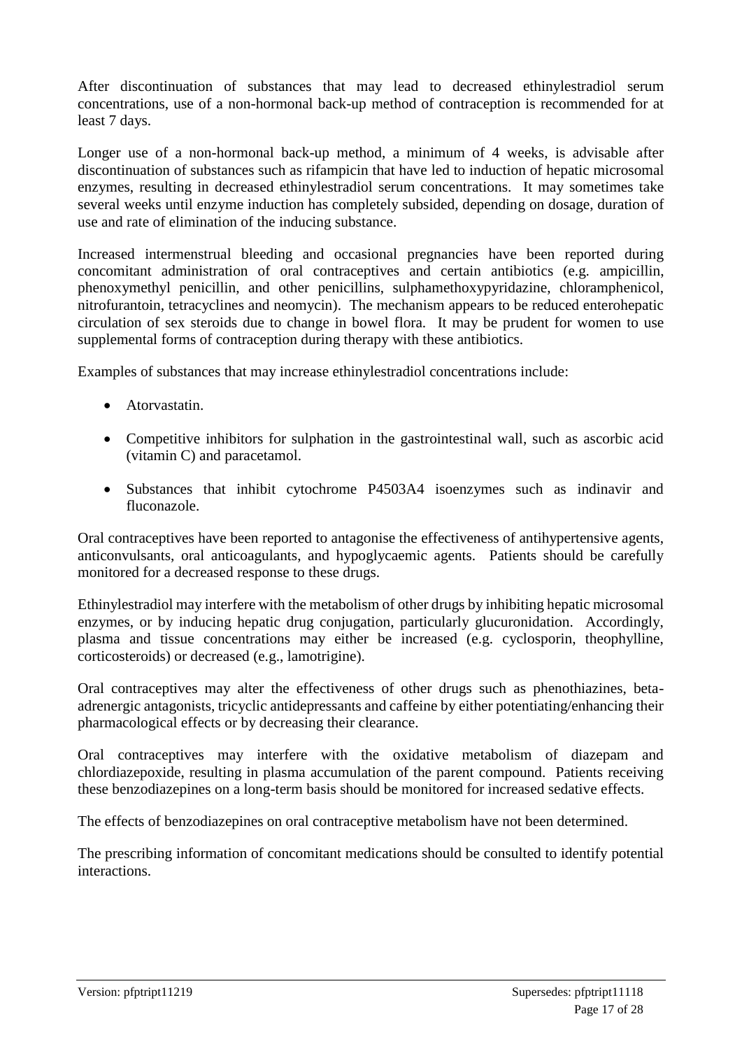After discontinuation of substances that may lead to decreased ethinylestradiol serum concentrations, use of a non-hormonal back-up method of contraception is recommended for at least 7 days.

Longer use of a non-hormonal back-up method, a minimum of 4 weeks, is advisable after discontinuation of substances such as rifampicin that have led to induction of hepatic microsomal enzymes, resulting in decreased ethinylestradiol serum concentrations. It may sometimes take several weeks until enzyme induction has completely subsided, depending on dosage, duration of use and rate of elimination of the inducing substance.

Increased intermenstrual bleeding and occasional pregnancies have been reported during concomitant administration of oral contraceptives and certain antibiotics (e.g. ampicillin, phenoxymethyl penicillin, and other penicillins, sulphamethoxypyridazine, chloramphenicol, nitrofurantoin, tetracyclines and neomycin). The mechanism appears to be reduced enterohepatic circulation of sex steroids due to change in bowel flora. It may be prudent for women to use supplemental forms of contraception during therapy with these antibiotics.

Examples of substances that may increase ethinylestradiol concentrations include:

- Atorvastatin.
- Competitive inhibitors for sulphation in the gastrointestinal wall, such as ascorbic acid (vitamin C) and paracetamol.
- Substances that inhibit cytochrome P4503A4 isoenzymes such as indinavir and fluconazole.

Oral contraceptives have been reported to antagonise the effectiveness of antihypertensive agents, anticonvulsants, oral anticoagulants, and hypoglycaemic agents. Patients should be carefully monitored for a decreased response to these drugs.

Ethinylestradiol may interfere with the metabolism of other drugs by inhibiting hepatic microsomal enzymes, or by inducing hepatic drug conjugation, particularly glucuronidation. Accordingly, plasma and tissue concentrations may either be increased (e.g. cyclosporin, theophylline, corticosteroids) or decreased (e.g., lamotrigine).

Oral contraceptives may alter the effectiveness of other drugs such as phenothiazines, beta-adrenergic antagonists, tricyclic antidepressants and caffeine by either potentiating/enhancing their pharmacological effects or by decreasing their clearance.

Oral contraceptives may interfere with the oxidative metabolism of diazepam and chlordiazepoxide, resulting in plasma accumulation of the parent compound. Patients receiving these benzodiazepines on a long-term basis should be monitored for increased sedative effects.

The effects of benzodiazepines on oral contraceptive metabolism have not been determined.

The prescribing information of concomitant medications should be consulted to identify potential interactions.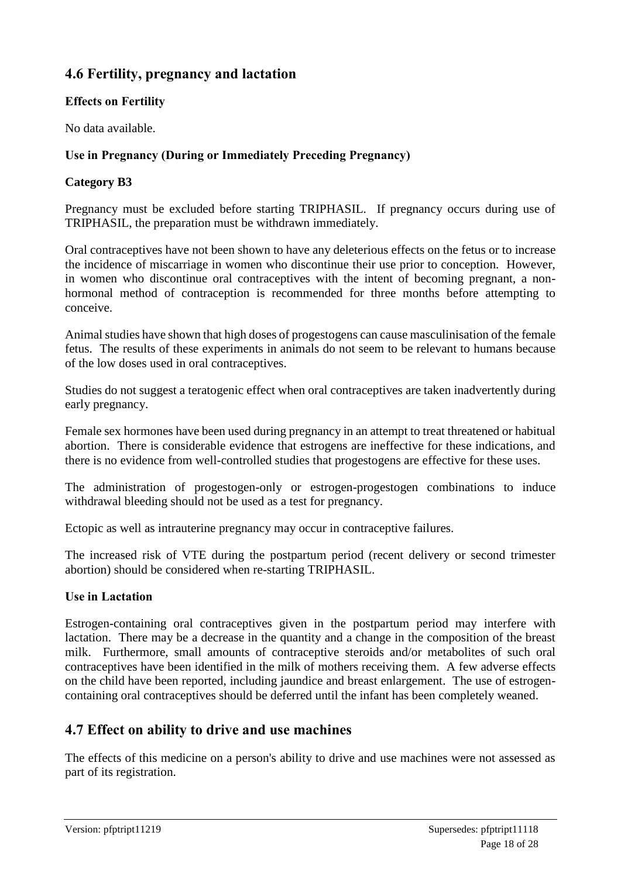## 4.6 Fertility, pregnancy and lactation

### Effects on Fertility

No data available.

### Use in Pregnancy (During or Immediately Preceding Pregnancy)

#### Category B3

Pregnancy must be excluded before starting TRIPHASIL. If pregnancy occurs during use of TRIPHASIL, the preparation must be withdrawn immediately.

Oral contraceptives have not been shown to have any deleterious effects on the fetus or to increase the incidence of miscarriage in women who discontinue their use prior to conception. However, in women who discontinue oral contraceptives with the intent of becoming pregnant, a non-hormonal method of contraception is recommended for three months before attempting to conceive.

Animal studies have shown that high doses of progestogens can cause masculinisation of the female fetus. The results of these experiments in animals do not seem to be relevant to humans because of the low doses used in oral contraceptives.

Studies do not suggest a teratogenic effect when oral contraceptives are taken inadvertently during early pregnancy.

Female sex hormones have been used during pregnancy in an attempt to treat threatened or habitual abortion. There is considerable evidence that estrogens are ineffective for these indications, and there is no evidence from well-controlled studies that progestogens are effective for these uses.

The administration of progestogen-only or estrogen-progestogen combinations to induce withdrawal bleeding should not be used as a test for pregnancy.

Ectopic as well as intrauterine pregnancy may occur in contraceptive failures.

The increased risk of VTE during the postpartum period (recent delivery or second trimester abortion) should be considered when re-starting TRIPHASIL.

### Use in Lactation

Estrogen-containing oral contraceptives given in the postpartum period may interfere with lactation. There may be a decrease in the quantity and a change in the composition of the breast milk. Furthermore, small amounts of contraceptive steroids and/or metabolites of such oral contraceptives have been identified in the milk of mothers receiving them. A few adverse effects on the child have been reported, including jaundice and breast enlargement. The use of estrogen-containing oral contraceptives should be deferred until the infant has been completely weaned.

## 4.7 Effect on ability to drive and use machines

The effects of this medicine on a person's ability to drive and use machines were not assessed as part of its registration.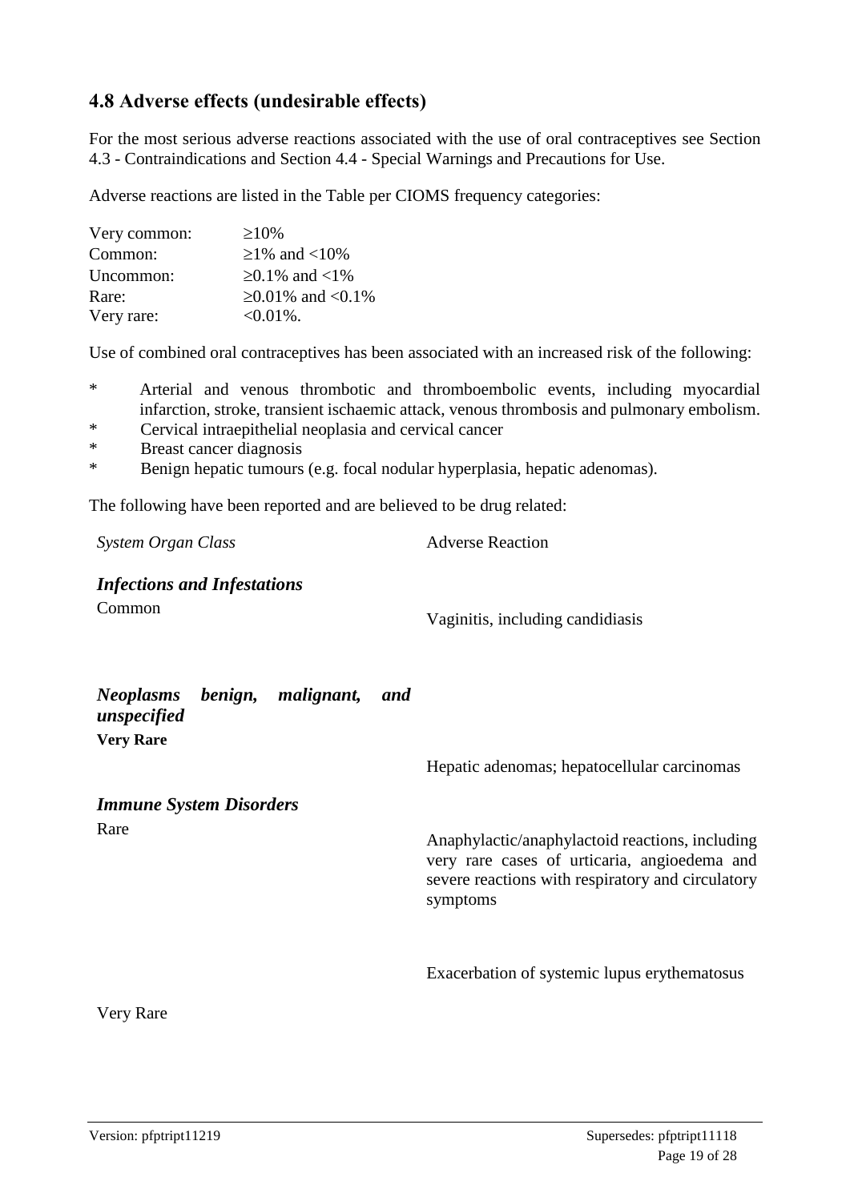## 4.8 Adverse effects (undesirable effects)

For the most serious adverse reactions associated with the use of oral contraceptives see Section 4.3 - Contraindications and Section 4.4 - Special Warnings and Precautions for Use.

Adverse reactions are listed in the Table per CIOMS frequency categories:

| | |
|---|---|
| Very common: | ≥10% |
| Common: | ≥1% and <10% |
| Uncommon: | ≥0.1% and <1% |
| Rare: | ≥0.01% and <0.1% |
| Very rare: | <0.01%. |

Use of combined oral contraceptives has been associated with an increased risk of the following:

- Arterial and venous thrombotic and thromboembolic events, including myocardial infarction, stroke, transient ischaemic attack, venous thrombosis and pulmonary embolism.
- Cervical intraepithelial neoplasia and cervical cancer
- Breast cancer diagnosis
- Benign hepatic tumours (e.g. focal nodular hyperplasia, hepatic adenomas).

The following have been reported and are believed to be drug related:

| *System Organ Class* | Adverse Reaction |
|---|---|
| ***Infections and Infestations*** | |
| Common | Vaginitis, including candidiasis |
| ***Neoplasms benign, malignant, and unspecified*** | |
| **Very Rare** | Hepatic adenomas; hepatocellular carcinomas |
| ***Immune System Disorders*** | |
| Rare | Anaphylactic/anaphylactoid reactions, including very rare cases of urticaria, angioedema and severe reactions with respiratory and circulatory symptoms |
| | Exacerbation of systemic lupus erythematosus |
| Very Rare | |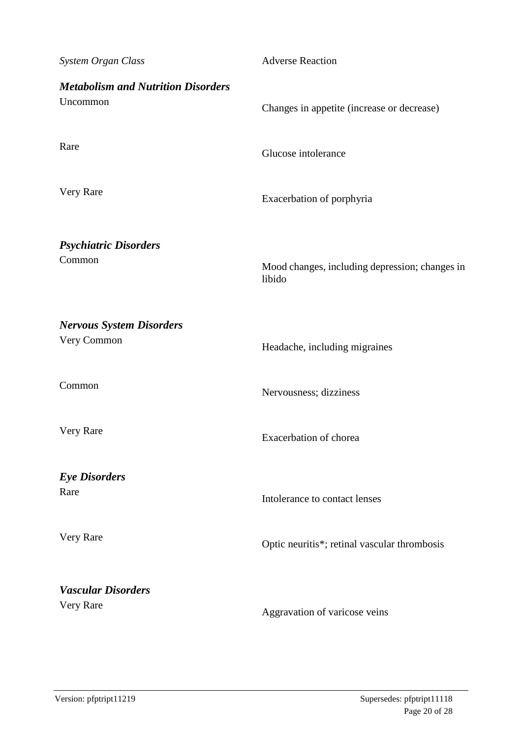| *System Organ Class* | Adverse Reaction |
|---|---|
| ***Metabolism and Nutrition Disorders*** | |
| Uncommon | Changes in appetite (increase or decrease) |
| Rare | Glucose intolerance |
| Very Rare | Exacerbation of porphyria |
| ***Psychiatric Disorders*** | |
| Common | Mood changes, including depression; changes in libido |
| ***Nervous System Disorders*** | |
| Very Common | Headache, including migraines |
| Common | Nervousness; dizziness |
| Very Rare | Exacerbation of chorea |
| ***Eye Disorders*** | |
| Rare | Intolerance to contact lenses |
| Very Rare | Optic neuritis*; retinal vascular thrombosis |
| ***Vascular Disorders*** | |
| Very Rare | Aggravation of varicose veins |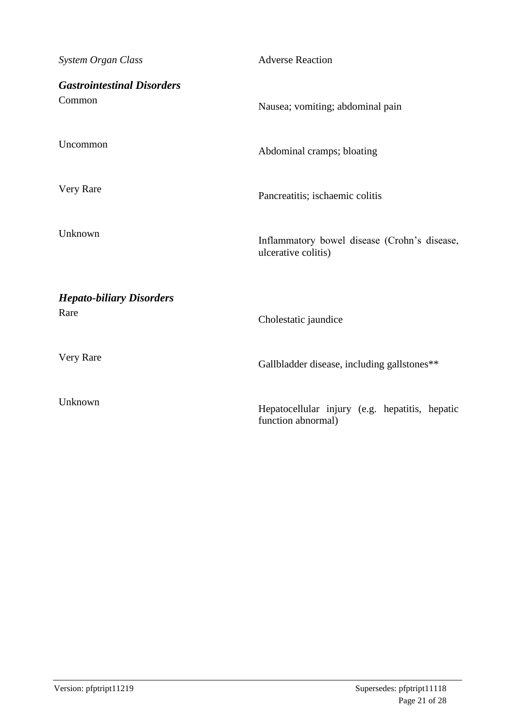| *System Organ Class* | Adverse Reaction |
|---|---|
| ***Gastrointestinal Disorders*** | |
| Common | Nausea; vomiting; abdominal pain |
| Uncommon | Abdominal cramps; bloating |
| Very Rare | Pancreatitis; ischaemic colitis |
| Unknown | Inflammatory bowel disease (Crohn's disease, ulcerative colitis) |
| ***Hepato-biliary Disorders*** | |
| Rare | Cholestatic jaundice |
| Very Rare | Gallbladder disease, including gallstones** |
| Unknown | Hepatocellular injury (e.g. hepatitis, hepatic function abnormal) |

Version: pfptript11219 Supersedes: pfptript11118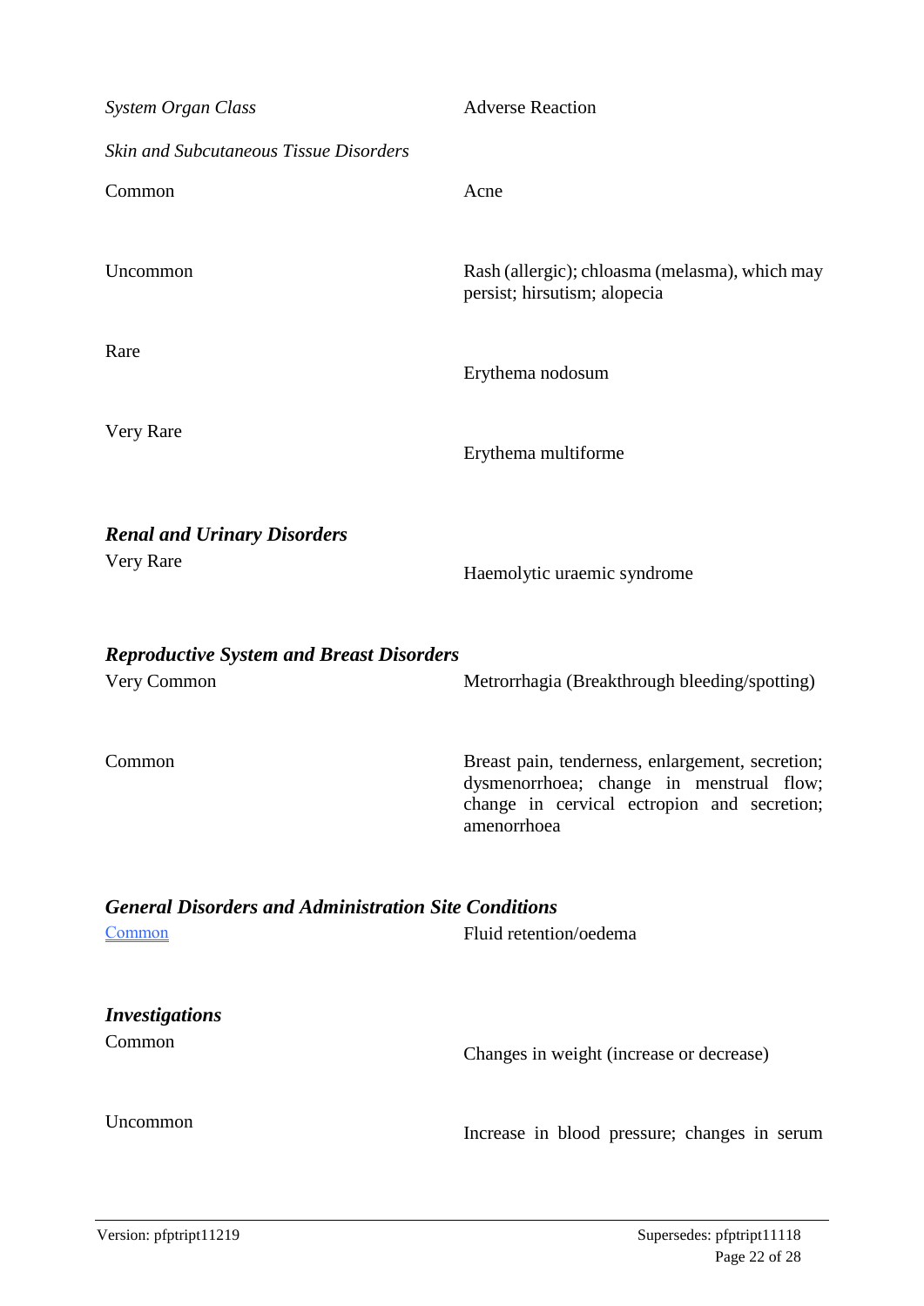| *System Organ Class* | Adverse Reaction |
|---|---|
| *Skin and Subcutaneous Tissue Disorders* | |
| Common | Acne |
| Uncommon | Rash (allergic); chloasma (melasma), which may persist; hirsutism; alopecia |
| Rare | Erythema nodosum |
| Very Rare | Erythema multiforme |
| ***Renal and Urinary Disorders*** | |
| Very Rare | Haemolytic uraemic syndrome |
| ***Reproductive System and Breast Disorders*** | |
| Very Common | Metrorrhagia (Breakthrough bleeding/spotting) |
| Common | Breast pain, tenderness, enlargement, secretion; dysmenorrhoea; change in menstrual flow; change in cervical ectropion and secretion; amenorrhoea |
| ***General Disorders and Administration Site Conditions*** | |
| Common | Fluid retention/oedema |
| ***Investigations*** | |
| Common | Changes in weight (increase or decrease) |
| Uncommon | Increase in blood pressure; changes in serum |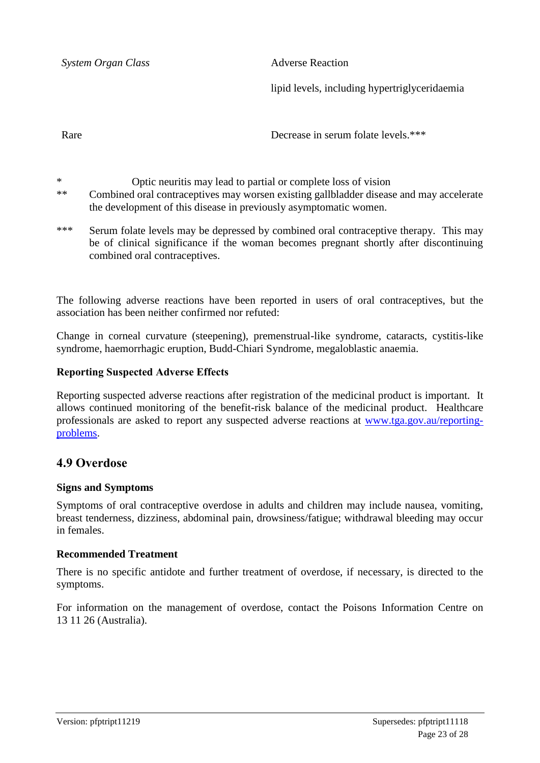| *System Organ Class* | Adverse Reaction |
| --- | --- |
| | lipid levels, including hypertriglyceridaemia |
| Rare | Decrease in serum folate levels.*** |

\* Optic neuritis may lead to partial or complete loss of vision

** Combined oral contraceptives may worsen existing gallbladder disease and may accelerate the development of this disease in previously asymptomatic women.

*** Serum folate levels may be depressed by combined oral contraceptive therapy. This may be of clinical significance if the woman becomes pregnant shortly after discontinuing combined oral contraceptives.

The following adverse reactions have been reported in users of oral contraceptives, but the association has been neither confirmed nor refuted:

Change in corneal curvature (steepening), premenstrual-like syndrome, cataracts, cystitis-like syndrome, haemorrhagic eruption, Budd-Chiari Syndrome, megaloblastic anaemia.

**Reporting Suspected Adverse Effects**

Reporting suspected adverse reactions after registration of the medicinal product is important. It allows continued monitoring of the benefit-risk balance of the medicinal product. Healthcare professionals are asked to report any suspected adverse reactions at [www.tga.gov.au/reporting-problems](http://www.tga.gov.au/reporting-problems).

## 4.9 Overdose

**Signs and Symptoms**

Symptoms of oral contraceptive overdose in adults and children may include nausea, vomiting, breast tenderness, dizziness, abdominal pain, drowsiness/fatigue; withdrawal bleeding may occur in females.

**Recommended Treatment**

There is no specific antidote and further treatment of overdose, if necessary, is directed to the symptoms.

For information on the management of overdose, contact the Poisons Information Centre on 13 11 26 (Australia).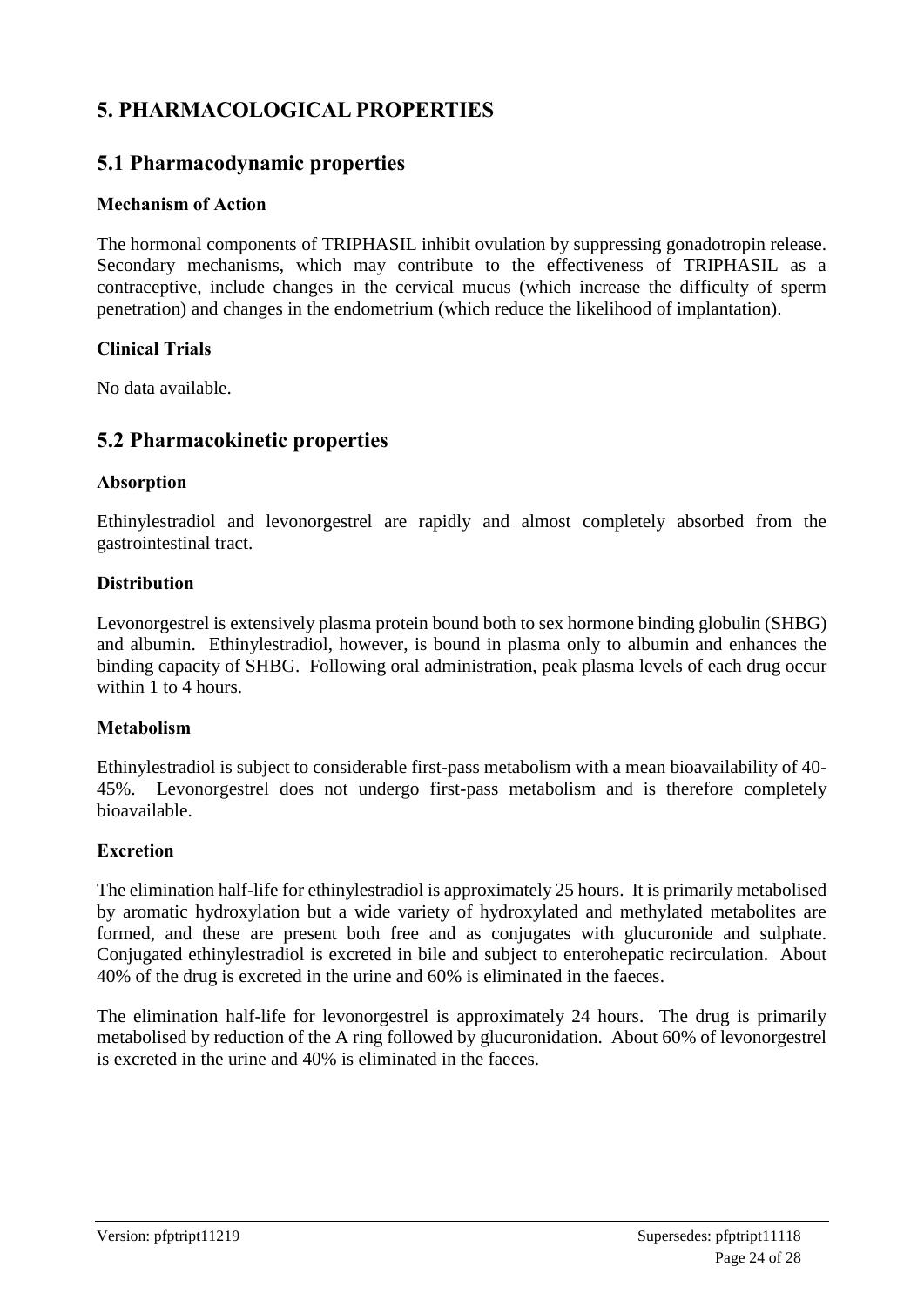# 5. PHARMACOLOGICAL PROPERTIES

## 5.1 Pharmacodynamic properties

### Mechanism of Action

The hormonal components of TRIPHASIL inhibit ovulation by suppressing gonadotropin release. Secondary mechanisms, which may contribute to the effectiveness of TRIPHASIL as a contraceptive, include changes in the cervical mucus (which increase the difficulty of sperm penetration) and changes in the endometrium (which reduce the likelihood of implantation).

### Clinical Trials

No data available.

## 5.2 Pharmacokinetic properties

### Absorption

Ethinylestradiol and levonorgestrel are rapidly and almost completely absorbed from the gastrointestinal tract.

### Distribution

Levonorgestrel is extensively plasma protein bound both to sex hormone binding globulin (SHBG) and albumin. Ethinylestradiol, however, is bound in plasma only to albumin and enhances the binding capacity of SHBG. Following oral administration, peak plasma levels of each drug occur within 1 to 4 hours.

### Metabolism

Ethinylestradiol is subject to considerable first-pass metabolism with a mean bioavailability of 40-45%. Levonorgestrel does not undergo first-pass metabolism and is therefore completely bioavailable.

### Excretion

The elimination half-life for ethinylestradiol is approximately 25 hours. It is primarily metabolised by aromatic hydroxylation but a wide variety of hydroxylated and methylated metabolites are formed, and these are present both free and as conjugates with glucuronide and sulphate. Conjugated ethinylestradiol is excreted in bile and subject to enterohepatic recirculation. About 40% of the drug is excreted in the urine and 60% is eliminated in the faeces.

The elimination half-life for levonorgestrel is approximately 24 hours. The drug is primarily metabolised by reduction of the A ring followed by glucuronidation. About 60% of levonorgestrel is excreted in the urine and 40% is eliminated in the faeces.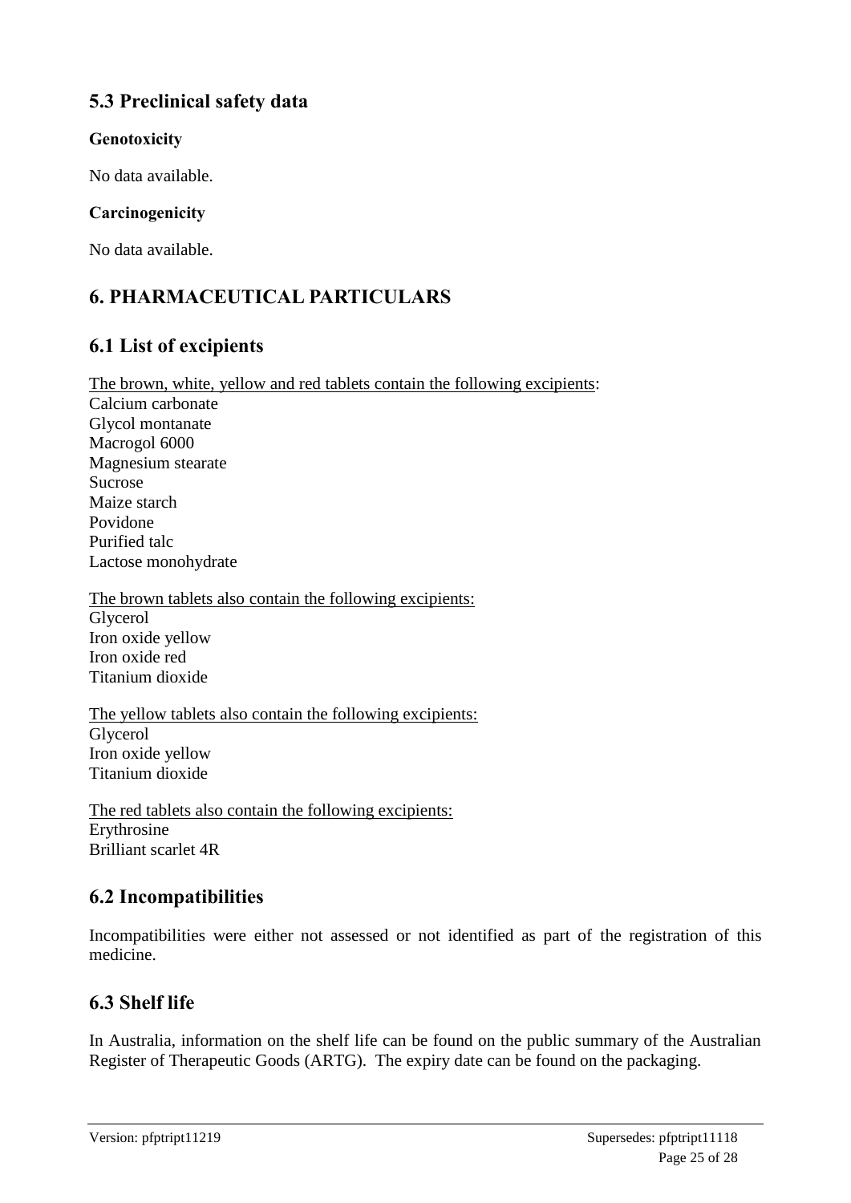## 5.3 Preclinical safety data

### Genotoxicity

No data available.

### Carcinogenicity

No data available.

# 6. PHARMACEUTICAL PARTICULARS

## 6.1 List of excipients

The brown, white, yellow and red tablets contain the following excipients:
Calcium carbonate
Glycol montanate
Macrogol 6000
Magnesium stearate
Sucrose
Maize starch
Povidone
Purified talc
Lactose monohydrate

The brown tablets also contain the following excipients:
Glycerol
Iron oxide yellow
Iron oxide red
Titanium dioxide

The yellow tablets also contain the following excipients:
Glycerol
Iron oxide yellow
Titanium dioxide

The red tablets also contain the following excipients:
Erythrosine
Brilliant scarlet 4R

## 6.2 Incompatibilities

Incompatibilities were either not assessed or not identified as part of the registration of this medicine.

## 6.3 Shelf life

In Australia, information on the shelf life can be found on the public summary of the Australian Register of Therapeutic Goods (ARTG). The expiry date can be found on the packaging.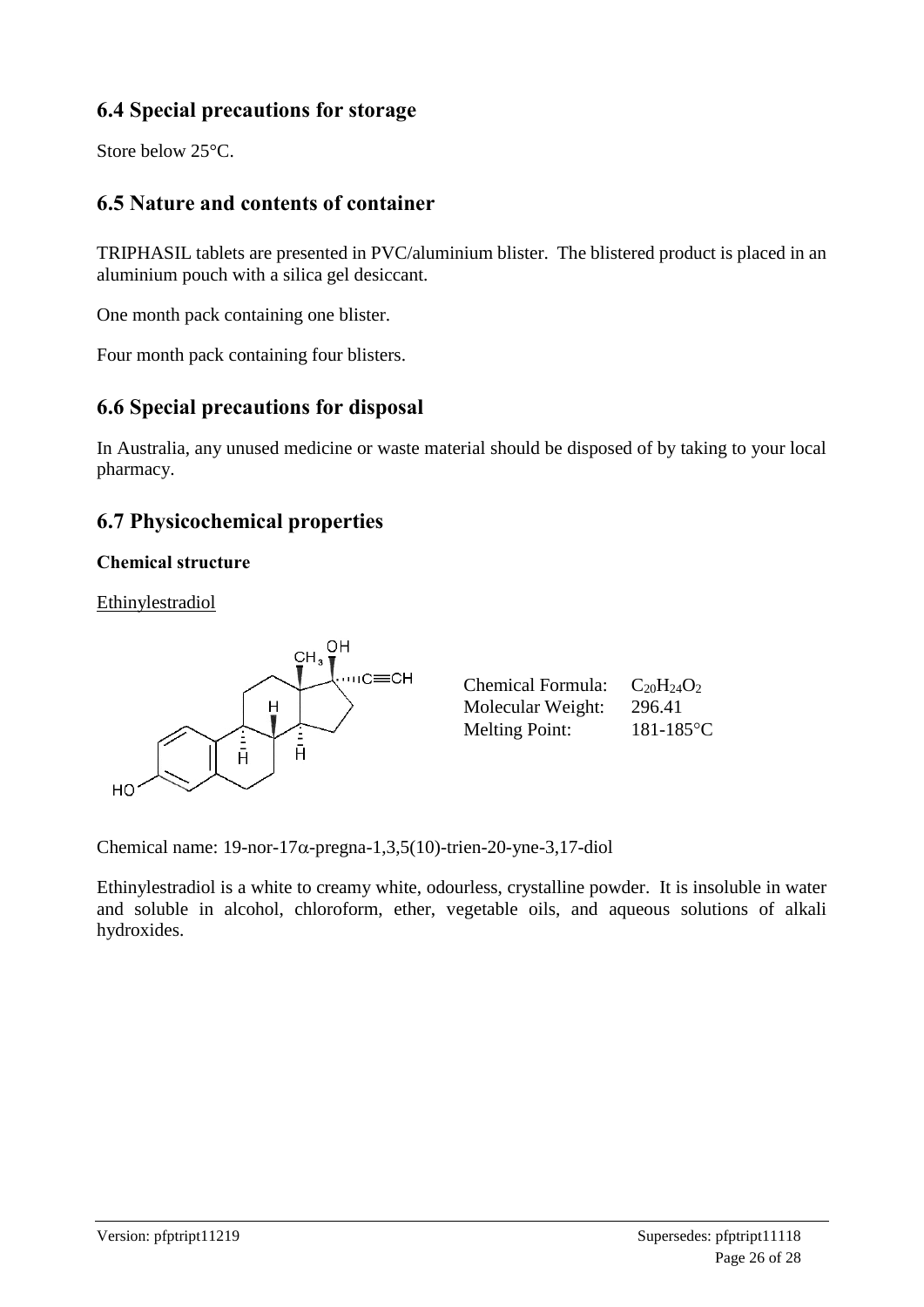## 6.4 Special precautions for storage

Store below 25°C.

## 6.5 Nature and contents of container

TRIPHASIL tablets are presented in PVC/aluminium blister. The blistered product is placed in an aluminium pouch with a silica gel desiccant.

One month pack containing one blister.

Four month pack containing four blisters.

## 6.6 Special precautions for disposal

In Australia, any unused medicine or waste material should be disposed of by taking to your local pharmacy.

## 6.7 Physicochemical properties

### Chemical structure

Ethinylestradiol

| | |
|---|---|
| Chemical Formula: | $C_{20}H_{24}O_2$ |
| Molecular Weight: | 296.41 |
| Melting Point: | 181-185°C |

Chemical name: 19-nor-17$\alpha$-pregna-1,3,5(10)-trien-20-yne-3,17-diol

Ethinylestradiol is a white to creamy white, odourless, crystalline powder. It is insoluble in water and soluble in alcohol, chloroform, ether, vegetable oils, and aqueous solutions of alkali hydroxides.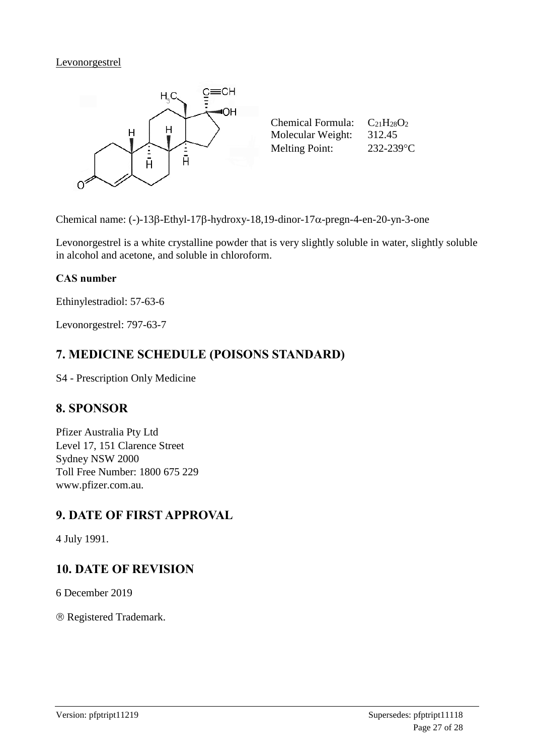Levonorgestrel

| | |
|---|---|
| Chemical Formula: | $C_{21}H_{28}O_2$ |
| Molecular Weight: | 312.45 |
| Melting Point: | 232-239°C |

Chemical name: (-)-13β-Ethyl-17β-hydroxy-18,19-dinor-17α-pregn-4-en-20-yn-3-one

Levonorgestrel is a white crystalline powder that is very slightly soluble in water, slightly soluble in alcohol and acetone, and soluble in chloroform.

**CAS number**

Ethinylestradiol: 57-63-6

Levonorgestrel: 797-63-7

## 7. MEDICINE SCHEDULE (POISONS STANDARD)

S4 - Prescription Only Medicine

## 8. SPONSOR

Pfizer Australia Pty Ltd
Level 17, 151 Clarence Street
Sydney NSW 2000
Toll Free Number: 1800 675 229
www.pfizer.com.au.

## 9. DATE OF FIRST APPROVAL

4 July 1991.

## 10. DATE OF REVISION

6 December 2019

® Registered Trademark.

Version: pfptript11219 Supersedes: pfptript11118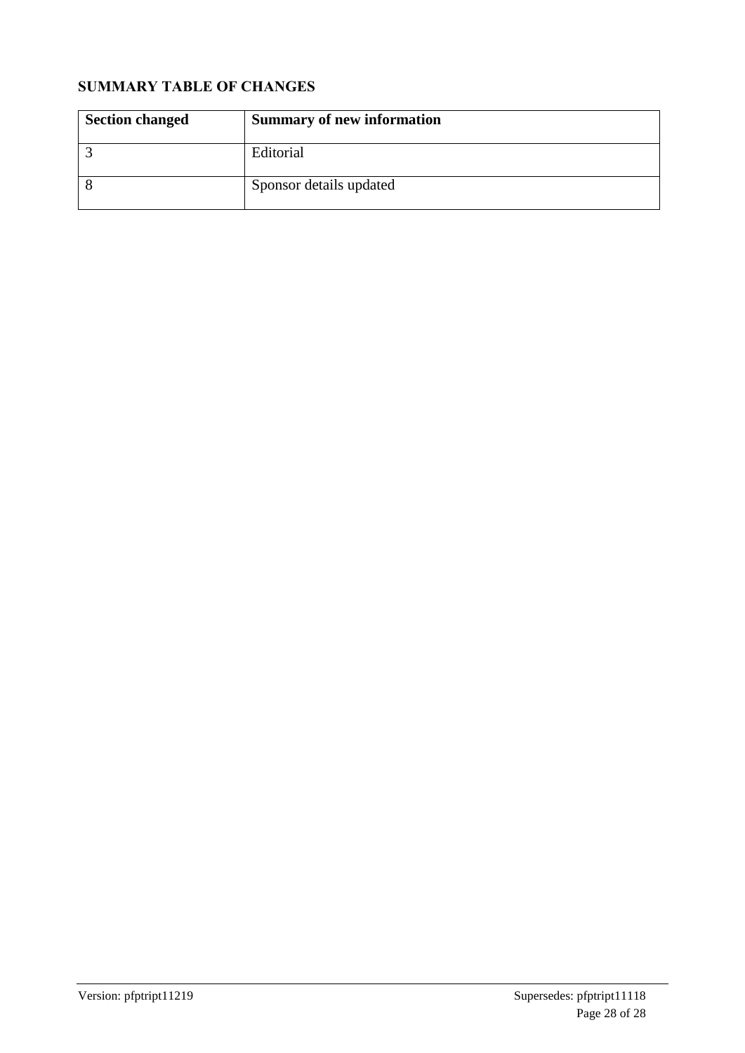## SUMMARY TABLE OF CHANGES

| Section changed | Summary of new information |
| --- | --- |
| 3 | Editorial |
| 8 | Sponsor details updated |

Version: pfptript11219 Supersedes: pfptript11118